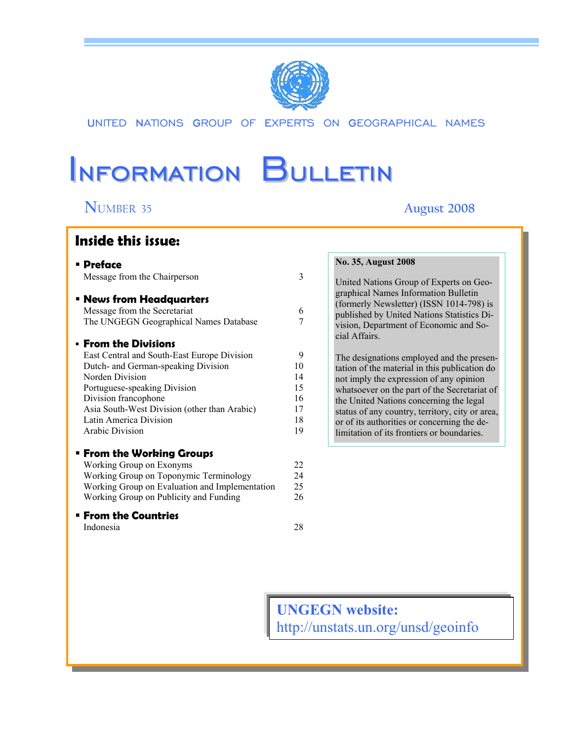UNITED NATIONS GROUP OF EXPERTS ON GEOGRAPHICAL NAMES

# Information Bulletin

NUMBER 35 August 2008

## Inside this issue:

- **Preface**

| | |
|---|---|
| Message from the Chairperson | 3 |

- **News from Headquarters**

| | |
|---|---|
| Message from the Secretariat | 6 |
| The UNGEGN Geographical Names Database | 7 |

- **From the Divisions**

| | |
|---|---|
| East Central and South-East Europe Division | 9 |
| Dutch- and German-speaking Division | 10 |
| Norden Division | 14 |
| Portuguese-speaking Division | 15 |
| Division francophone | 16 |
| Asia South-West Division (other than Arabic) | 17 |
| Latin America Division | 18 |
| Arabic Division | 19 |

- **From the Working Groups**

| | |
|---|---|
| Working Group on Exonyms | 22 |
| Working Group on Toponymic Terminology | 24 |
| Working Group on Evaluation and Implementation | 25 |
| Working Group on Publicity and Funding | 26 |

- **From the Countries**

| | |
|---|---|
| Indonesia | 28 |

**No. 35, August 2008**

United Nations Group of Experts on Geographical Names Information Bulletin (formerly Newsletter) (ISSN 1014-798) is published by United Nations Statistics Division, Department of Economic and Social Affairs.

The designations employed and the presentation of the material in this publication do not imply the expression of any opinion whatsoever on the part of the Secretariat of the United Nations concerning the legal status of any country, territory, city or area, or of its authorities or concerning the delimitation of its frontiers or boundaries.

**UNGEGN website:**
http://unstats.un.org/unsd/geoinfo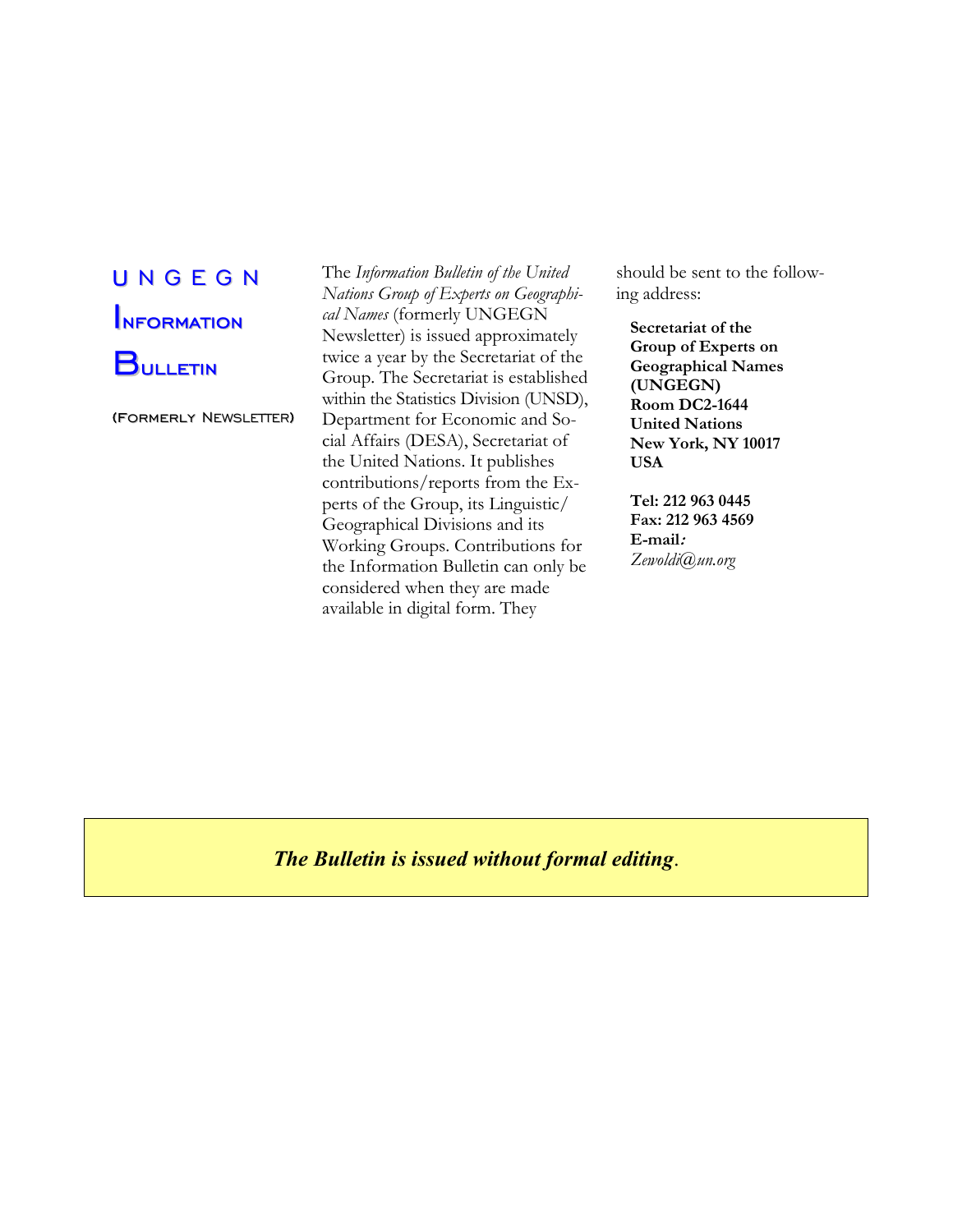# UNGEGN Information Bulletin

(Formerly Newsletter)

The *Information Bulletin of the United Nations Group of Experts on Geographical Names* (formerly UNGEGN Newsletter) is issued approximately twice a year by the Secretariat of the Group. The Secretariat is established within the Statistics Division (UNSD), Department for Economic and Social Affairs (DESA), Secretariat of the United Nations. It publishes contributions/reports from the Experts of the Group, its Linguistic/Geographical Divisions and its Working Groups. Contributions for the Information Bulletin can only be considered when they are made available in digital form. They should be sent to the following address:

**Secretariat of the Group of Experts on Geographical Names (UNGEGN)**
**Room DC2-1644**
**United Nations**
**New York, NY 10017**
**USA**

**Tel: 212 963 0445**
**Fax: 212 963 4569**
**E-mail:** *Zewoldi@un.org*

***The Bulletin is issued without formal editing***.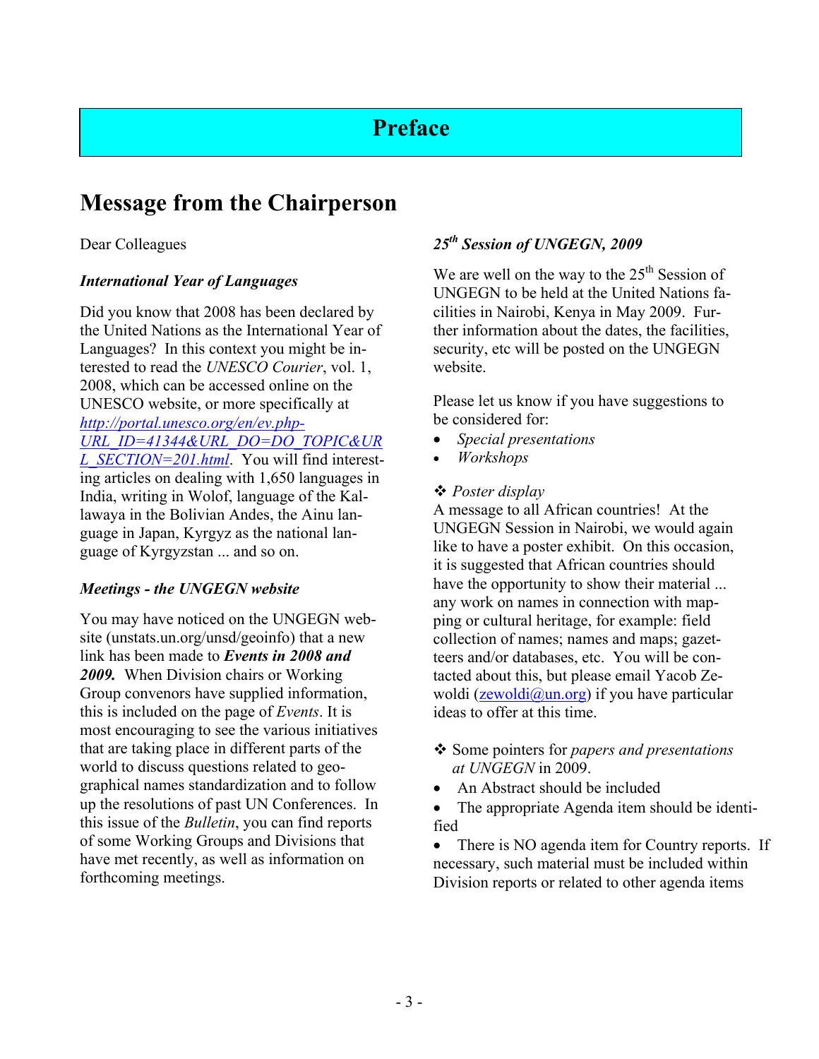# Preface

## Message from the Chairperson

Dear Colleagues

***International Year of Languages***

Did you know that 2008 has been declared by the United Nations as the International Year of Languages? In this context you might be interested to read the *UNESCO Courier*, vol. 1, 2008, which can be accessed online on the UNESCO website, or more specifically at *http://portal.unesco.org/en/ev.php-URL_ID=41344&URL_DO=DO_TOPIC&URL_SECTION=201.html*. You will find interesting articles on dealing with 1,650 languages in India, writing in Wolof, language of the Kallawaya in the Bolivian Andes, the Ainu language in Japan, Kyrgyz as the national language of Kyrgyzstan ... and so on.

***Meetings - the UNGEGN website***

You may have noticed on the UNGEGN website (unstats.un.org/unsd/geoinfo) that a new link has been made to ***Events in 2008 and 2009.*** When Division chairs or Working Group convenors have supplied information, this is included on the page of *Events*. It is most encouraging to see the various initiatives that are taking place in different parts of the world to discuss questions related to geographical names standardization and to follow up the resolutions of past UN Conferences. In this issue of the *Bulletin*, you can find reports of some Working Groups and Divisions that have met recently, as well as information on forthcoming meetings.

***25th Session of UNGEGN, 2009***

We are well on the way to the 25th Session of UNGEGN to be held at the United Nations facilities in Nairobi, Kenya in May 2009. Further information about the dates, the facilities, security, etc will be posted on the UNGEGN website.

Please let us know if you have suggestions to be considered for:

- *Special presentations*
- *Workshops*

❖ *Poster display*
A message to all African countries! At the UNGEGN Session in Nairobi, we would again like to have a poster exhibit. On this occasion, it is suggested that African countries should have the opportunity to show their material ... any work on names in connection with mapping or cultural heritage, for example: field collection of names; names and maps; gazetteers and/or databases, etc. You will be contacted about this, but please email Yacob Zewoldi (zewoldi@un.org) if you have particular ideas to offer at this time.

❖ Some pointers for *papers and presentations at UNGEGN* in 2009.

- An Abstract should be included
- The appropriate Agenda item should be identified
- There is NO agenda item for Country reports. If necessary, such material must be included within Division reports or related to other agenda items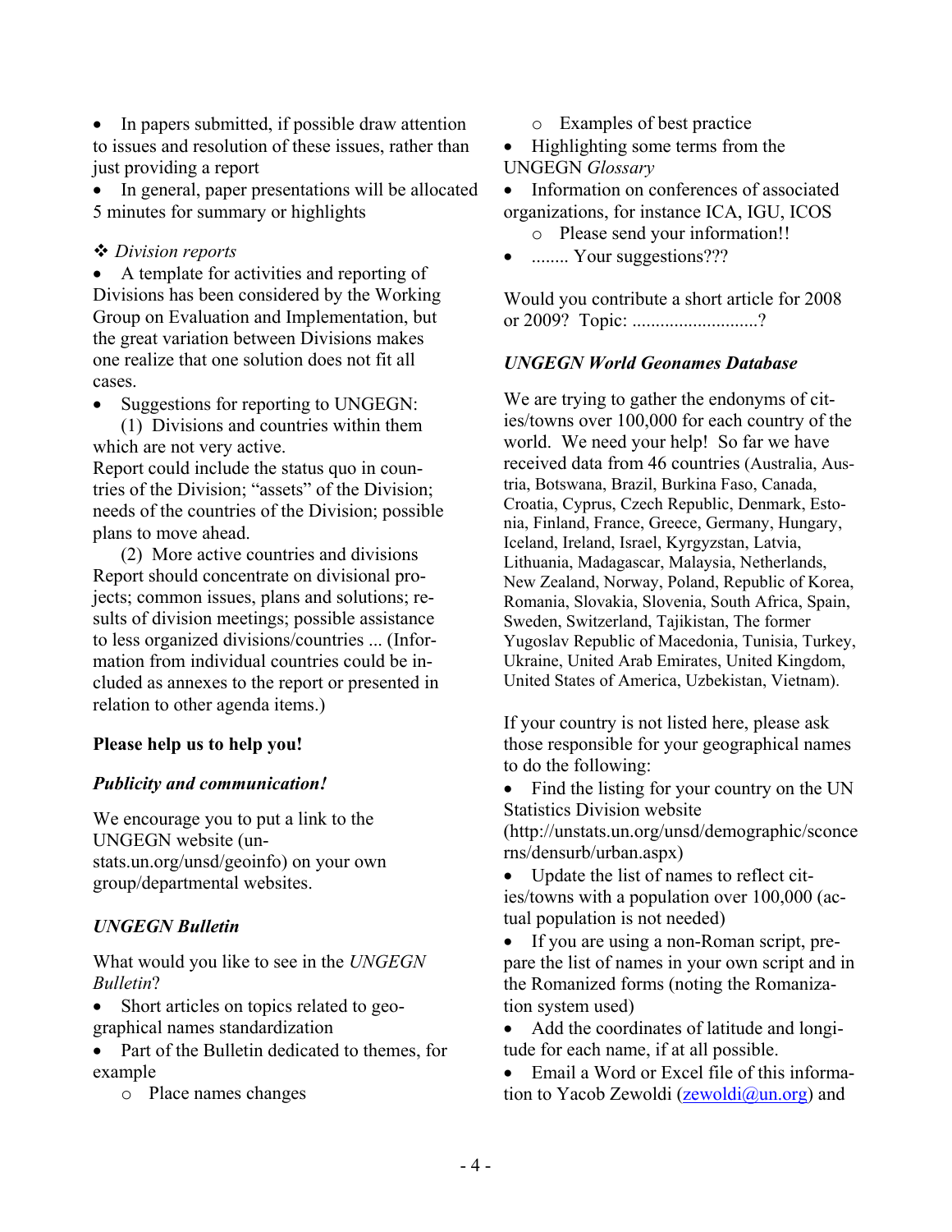- In papers submitted, if possible draw attention to issues and resolution of these issues, rather than just providing a report
- In general, paper presentations will be allocated 5 minutes for summary or highlights

❖ *Division reports*

- A template for activities and reporting of Divisions has been considered by the Working Group on Evaluation and Implementation, but the great variation between Divisions makes one realize that one solution does not fit all cases.
- Suggestions for reporting to UNGEGN:

  (1) Divisions and countries within them which are not very active.

Report could include the status quo in countries of the Division; "assets" of the Division; needs of the countries of the Division; possible plans to move ahead.

  (2) More active countries and divisions

Report should concentrate on divisional projects; common issues, plans and solutions; results of division meetings; possible assistance to less organized divisions/countries ... (Information from individual countries could be included as annexes to the report or presented in relation to other agenda items.)

**Please help us to help you!**

***Publicity and communication!***

We encourage you to put a link to the UNGEGN website (unstats.un.org/unsd/geoinfo) on your own group/departmental websites.

***UNGEGN Bulletin***

What would you like to see in the *UNGEGN Bulletin*?

- Short articles on topics related to geographical names standardization
- Part of the Bulletin dedicated to themes, for example
  - Place names changes
  - Examples of best practice
- Highlighting some terms from the UNGEGN *Glossary*
- Information on conferences of associated organizations, for instance ICA, IGU, ICOS
  - Please send your information!!
- ........ Your suggestions???

Would you contribute a short article for 2008 or 2009? Topic: ...........................?

***UNGEGN World Geonames Database***

We are trying to gather the endonyms of cities/towns over 100,000 for each country of the world. We need your help! So far we have received data from 46 countries (Australia, Austria, Botswana, Brazil, Burkina Faso, Canada, Croatia, Cyprus, Czech Republic, Denmark, Estonia, Finland, France, Greece, Germany, Hungary, Iceland, Ireland, Israel, Kyrgyzstan, Latvia, Lithuania, Madagascar, Malaysia, Netherlands, New Zealand, Norway, Poland, Republic of Korea, Romania, Slovakia, Slovenia, South Africa, Spain, Sweden, Switzerland, Tajikistan, The former Yugoslav Republic of Macedonia, Tunisia, Turkey, Ukraine, United Arab Emirates, United Kingdom, United States of America, Uzbekistan, Vietnam).

If your country is not listed here, please ask those responsible for your geographical names to do the following:

- Find the listing for your country on the UN Statistics Division website (http://unstats.un.org/unsd/demographic/sconcerns/densurb/urban.aspx)
- Update the list of names to reflect cities/towns with a population over 100,000 (actual population is not needed)
- If you are using a non-Roman script, prepare the list of names in your own script and in the Romanized forms (noting the Romanization system used)
- Add the coordinates of latitude and longitude for each name, if at all possible.
- Email a Word or Excel file of this information to Yacob Zewoldi (zewoldi@un.org) and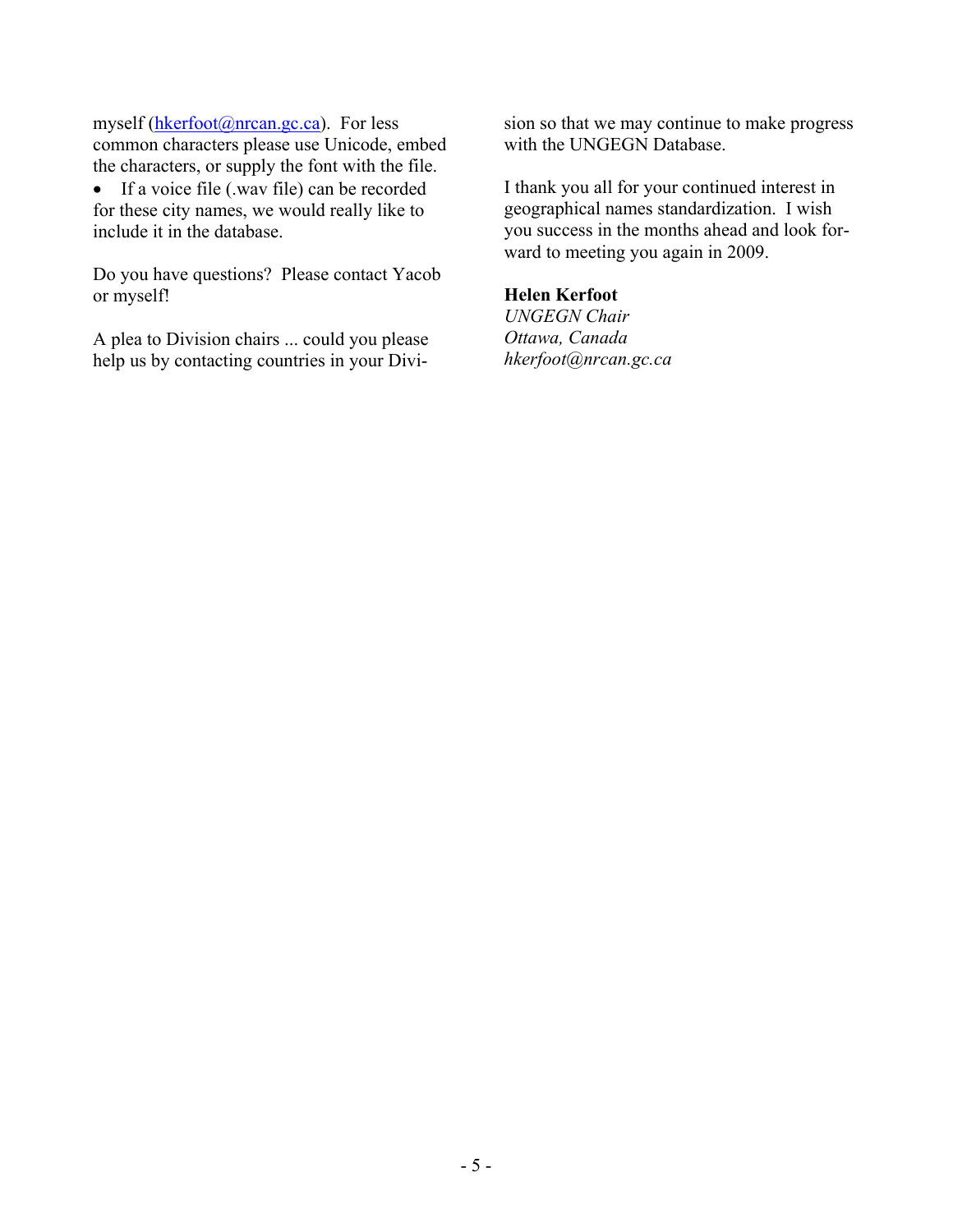myself (hkerfoot@nrcan.gc.ca). For less common characters please use Unicode, embed the characters, or supply the font with the file.

- If a voice file (.wav file) can be recorded for these city names, we would really like to include it in the database.

Do you have questions? Please contact Yacob or myself!

A plea to Division chairs ... could you please help us by contacting countries in your Division so that we may continue to make progress with the UNGEGN Database.

I thank you all for your continued interest in geographical names standardization. I wish you success in the months ahead and look forward to meeting you again in 2009.

**Helen Kerfoot**
*UNGEGN Chair*
*Ottawa, Canada*
*hkerfoot@nrcan.gc.ca*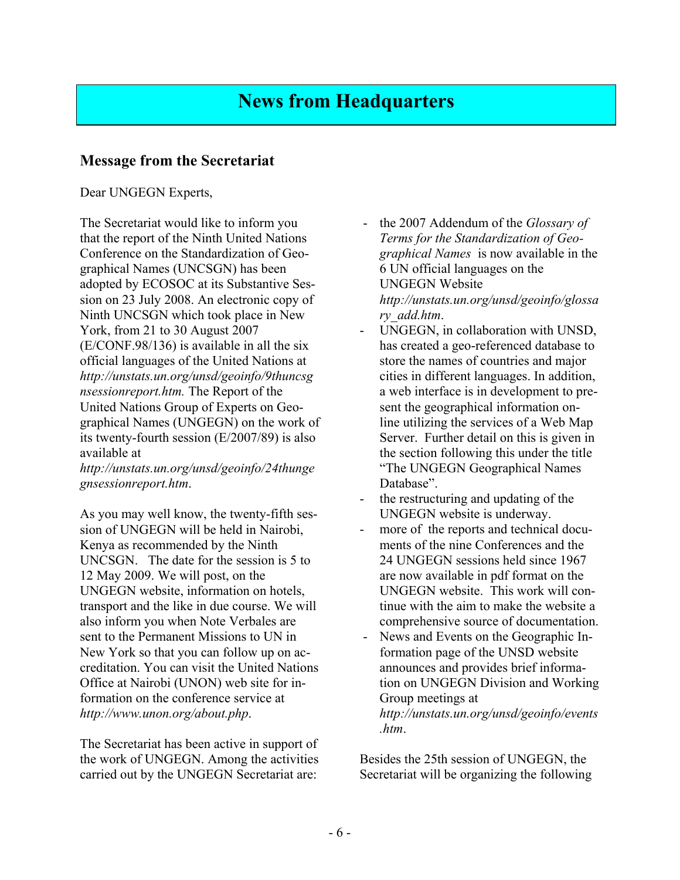# News from Headquarters

## Message from the Secretariat

Dear UNGEGN Experts,

The Secretariat would like to inform you that the report of the Ninth United Nations Conference on the Standardization of Geographical Names (UNCSGN) has been adopted by ECOSOC at its Substantive Session on 23 July 2008. An electronic copy of Ninth UNCSGN which took place in New York, from 21 to 30 August 2007 (E/CONF.98/136) is available in all the six official languages of the United Nations at *http://unstats.un.org/unsd/geoinfo/9thuncsgnsessionreport.htm.* The Report of the United Nations Group of Experts on Geographical Names (UNGEGN) on the work of its twenty-fourth session (E/2007/89) is also available at *http://unstats.un.org/unsd/geoinfo/24thungegnsessionreport.htm*.

As you may well know, the twenty-fifth session of UNGEGN will be held in Nairobi, Kenya as recommended by the Ninth UNCSGN. The date for the session is 5 to 12 May 2009. We will post, on the UNGEGN website, information on hotels, transport and the like in due course. We will also inform you when Note Verbales are sent to the Permanent Missions to UN in New York so that you can follow up on accreditation. You can visit the United Nations Office at Nairobi (UNON) web site for information on the conference service at *http://www.unon.org/about.php*.

The Secretariat has been active in support of the work of UNGEGN. Among the activities carried out by the UNGEGN Secretariat are:

- the 2007 Addendum of the *Glossary of Terms for the Standardization of Geographical Names* is now available in the 6 UN official languages on the UNGEGN Website *http://unstats.un.org/unsd/geoinfo/glossary_add.htm*.
- UNGEGN, in collaboration with UNSD, has created a geo-referenced database to store the names of countries and major cities in different languages. In addition, a web interface is in development to present the geographical information online utilizing the services of a Web Map Server. Further detail on this is given in the section following this under the title "The UNGEGN Geographical Names Database".
- the restructuring and updating of the UNGEGN website is underway.
- more of the reports and technical documents of the nine Conferences and the 24 UNGEGN sessions held since 1967 are now available in pdf format on the UNGEGN website. This work will continue with the aim to make the website a comprehensive source of documentation.
- News and Events on the Geographic Information page of the UNSD website announces and provides brief information on UNGEGN Division and Working Group meetings at *http://unstats.un.org/unsd/geoinfo/events.htm*.

Besides the 25th session of UNGEGN, the Secretariat will be organizing the following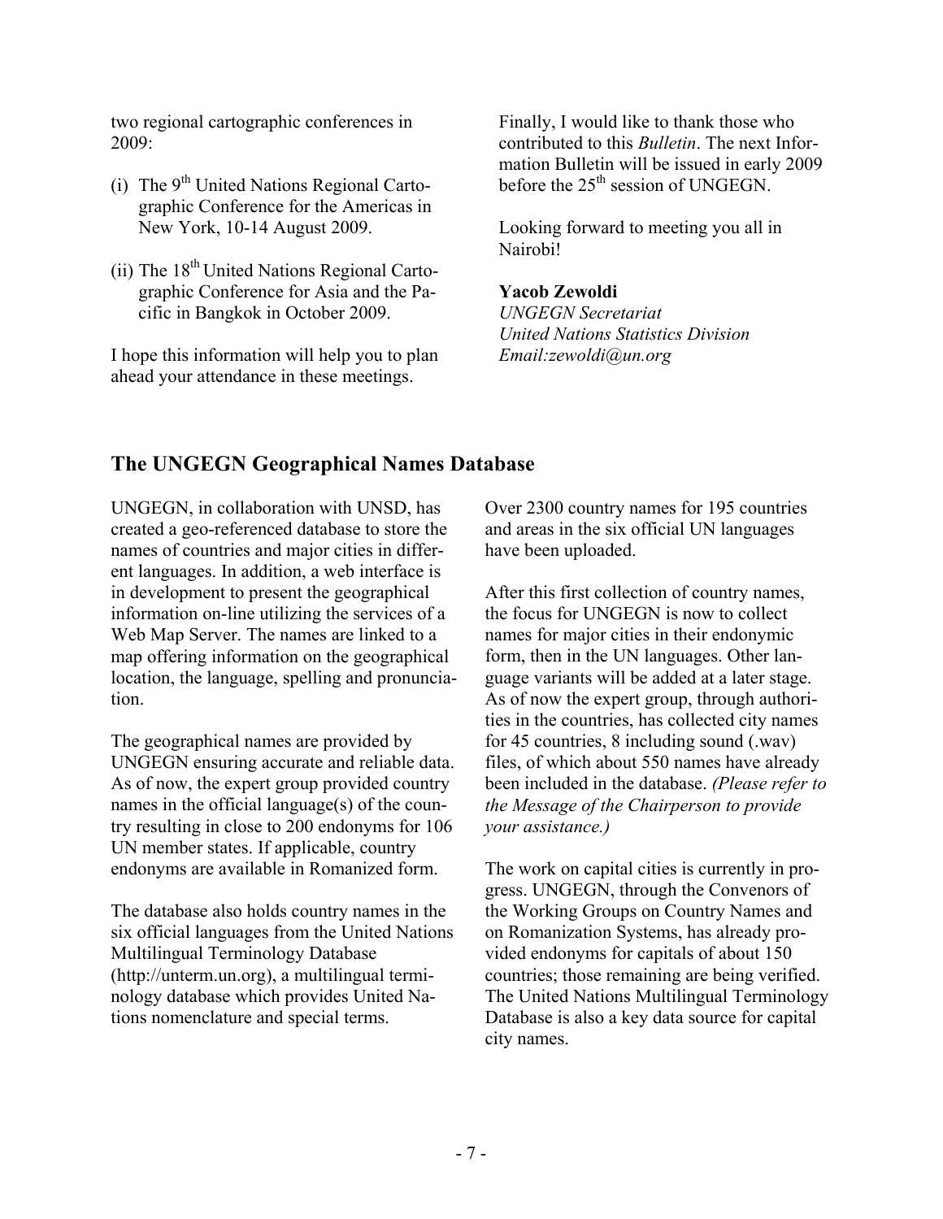two regional cartographic conferences in 2009:

(i) The 9th United Nations Regional Cartographic Conference for the Americas in New York, 10-14 August 2009.

(ii) The 18th United Nations Regional Cartographic Conference for Asia and the Pacific in Bangkok in October 2009.

I hope this information will help you to plan ahead your attendance in these meetings.

Finally, I would like to thank those who contributed to this *Bulletin*. The next Information Bulletin will be issued in early 2009 before the 25th session of UNGEGN.

Looking forward to meeting you all in Nairobi!

**Yacob Zewoldi**
*UNGEGN Secretariat*
*United Nations Statistics Division*
*Email:zewoldi@un.org*

## The UNGEGN Geographical Names Database

UNGEGN, in collaboration with UNSD, has created a geo-referenced database to store the names of countries and major cities in different languages. In addition, a web interface is in development to present the geographical information on-line utilizing the services of a Web Map Server. The names are linked to a map offering information on the geographical location, the language, spelling and pronunciation.

The geographical names are provided by UNGEGN ensuring accurate and reliable data. As of now, the expert group provided country names in the official language(s) of the country resulting in close to 200 endonyms for 106 UN member states. If applicable, country endonyms are available in Romanized form.

The database also holds country names in the six official languages from the United Nations Multilingual Terminology Database (http://unterm.un.org), a multilingual terminology database which provides United Nations nomenclature and special terms.

Over 2300 country names for 195 countries and areas in the six official UN languages have been uploaded.

After this first collection of country names, the focus for UNGEGN is now to collect names for major cities in their endonymic form, then in the UN languages. Other language variants will be added at a later stage. As of now the expert group, through authorities in the countries, has collected city names for 45 countries, 8 including sound (.wav) files, of which about 550 names have already been included in the database. *(Please refer to the Message of the Chairperson to provide your assistance.)*

The work on capital cities is currently in progress. UNGEGN, through the Convenors of the Working Groups on Country Names and on Romanization Systems, has already provided endonyms for capitals of about 150 countries; those remaining are being verified. The United Nations Multilingual Terminology Database is also a key data source for capital city names.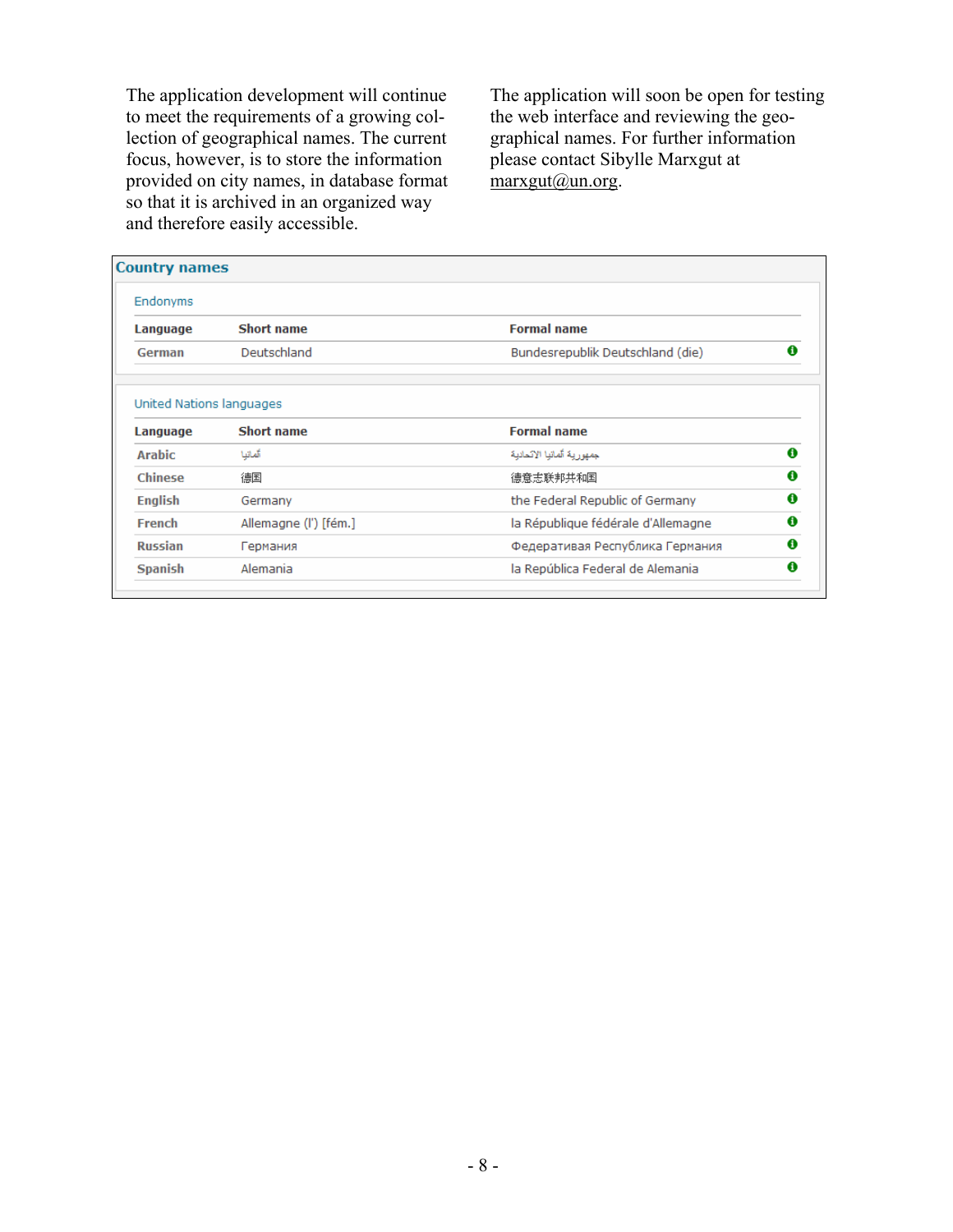The application development will continue to meet the requirements of a growing collection of geographical names. The current focus, however, is to store the information provided on city names, in database format so that it is archived in an organized way and therefore easily accessible.

The application will soon be open for testing the web interface and reviewing the geographical names. For further information please contact Sibylle Marxgut at marxgut@un.org.

**Country names**

Endonyms

| Language | Short name | Formal name |
|---|---|---|
| German | Deutschland | Bundesrepublik Deutschland (die) |

United Nations languages

| Language | Short name | Formal name |
|---|---|---|
| Arabic | ألمانيا | جمهورية ألمانيا الاتحادية |
| Chinese | 德国 | 德意志联邦共和国 |
| English | Germany | the Federal Republic of Germany |
| French | Allemagne (l') [fém.] | la République fédérale d'Allemagne |
| Russian | Германия | Федеративная Республика Германия |
| Spanish | Alemania | la República Federal de Alemania |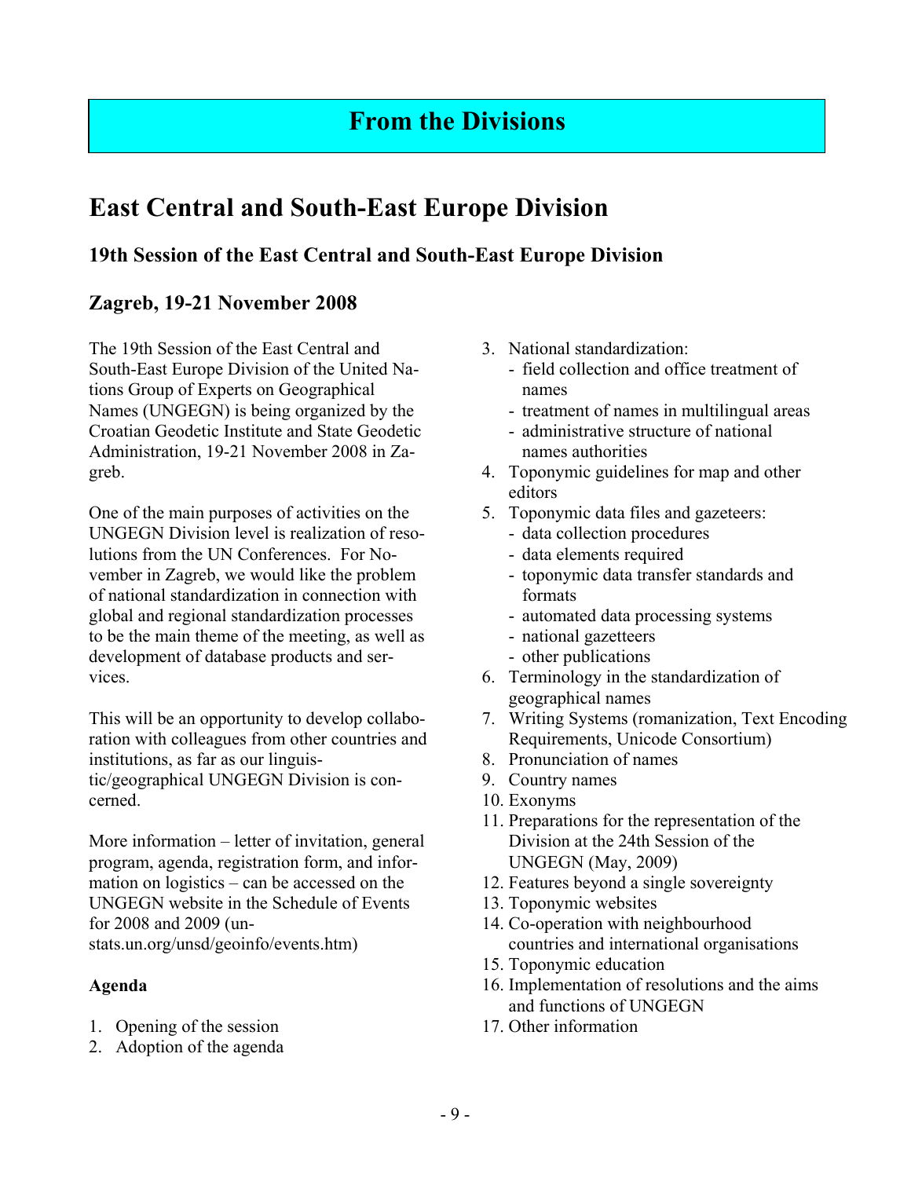# From the Divisions

## East Central and South-East Europe Division

### 19th Session of the East Central and South-East Europe Division

### Zagreb, 19-21 November 2008

The 19th Session of the East Central and South-East Europe Division of the United Nations Group of Experts on Geographical Names (UNGEGN) is being organized by the Croatian Geodetic Institute and State Geodetic Administration, 19-21 November 2008 in Zagreb.

One of the main purposes of activities on the UNGEGN Division level is realization of resolutions from the UN Conferences. For November in Zagreb, we would like the problem of national standardization in connection with global and regional standardization processes to be the main theme of the meeting, as well as development of database products and services.

This will be an opportunity to develop collaboration with colleagues from other countries and institutions, as far as our linguistic/geographical UNGEGN Division is concerned.

More information – letter of invitation, general program, agenda, registration form, and information on logistics – can be accessed on the UNGEGN website in the Schedule of Events for 2008 and 2009 (unstats.un.org/unsd/geoinfo/events.htm)

**Agenda**

1. Opening of the session
2. Adoption of the agenda
3. National standardization:
   - field collection and office treatment of names
   - treatment of names in multilingual areas
   - administrative structure of national names authorities
4. Toponymic guidelines for map and other editors
5. Toponymic data files and gazeteers:
   - data collection procedures
   - data elements required
   - toponymic data transfer standards and formats
   - automated data processing systems
   - national gazetteers
   - other publications
6. Terminology in the standardization of geographical names
7. Writing Systems (romanization, Text Encoding Requirements, Unicode Consortium)
8. Pronunciation of names
9. Country names
10. Exonyms
11. Preparations for the representation of the Division at the 24th Session of the UNGEGN (May, 2009)
12. Features beyond a single sovereignty
13. Toponymic websites
14. Co-operation with neighbourhood countries and international organisations
15. Toponymic education
16. Implementation of resolutions and the aims and functions of UNGEGN
17. Other information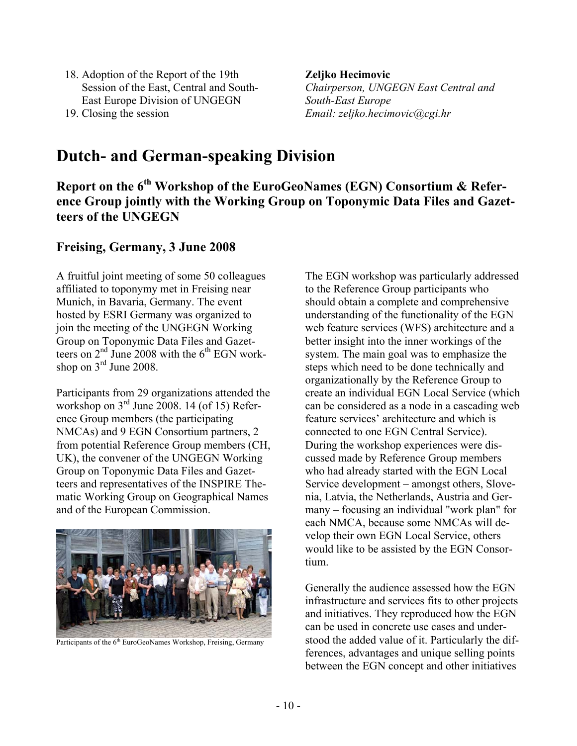18. Adoption of the Report of the 19th Session of the East, Central and South-East Europe Division of UNGEGN
19. Closing the session

**Zeljko Hecimovic**
*Chairperson, UNGEGN East Central and South-East Europe*
*Email: zeljko.hecimovic@cgi.hr*

# Dutch- and German-speaking Division

## Report on the 6th Workshop of the EuroGeoNames (EGN) Consortium & Reference Group jointly with the Working Group on Toponymic Data Files and Gazetteers of the UNGEGN

### Freising, Germany, 3 June 2008

A fruitful joint meeting of some 50 colleagues affiliated to toponymy met in Freising near Munich, in Bavaria, Germany. The event hosted by ESRI Germany was organized to join the meeting of the UNGEGN Working Group on Toponymic Data Files and Gazetteers on 2nd June 2008 with the 6th EGN workshop on 3rd June 2008.

Participants from 29 organizations attended the workshop on 3rd June 2008. 14 (of 15) Reference Group members (the participating NMCAs) and 9 EGN Consortium partners, 2 from potential Reference Group members (CH, UK), the convener of the UNGEGN Working Group on Toponymic Data Files and Gazetteers and representatives of the INSPIRE Thematic Working Group on Geographical Names and of the European Commission.

Participants of the 6th EuroGeoNames Workshop, Freising, Germany

The EGN workshop was particularly addressed to the Reference Group participants who should obtain a complete and comprehensive understanding of the functionality of the EGN web feature services (WFS) architecture and a better insight into the inner workings of the system. The main goal was to emphasize the steps which need to be done technically and organizationally by the Reference Group to create an individual EGN Local Service (which can be considered as a node in a cascading web feature services' architecture and which is connected to one EGN Central Service). During the workshop experiences were discussed made by Reference Group members who had already started with the EGN Local Service development – amongst others, Slovenia, Latvia, the Netherlands, Austria and Germany – focusing an individual "work plan" for each NMCA, because some NMCAs will develop their own EGN Local Service, others would like to be assisted by the EGN Consortium.

Generally the audience assessed how the EGN infrastructure and services fits to other projects and initiatives. They reproduced how the EGN can be used in concrete use cases and understood the added value of it. Particularly the differences, advantages and unique selling points between the EGN concept and other initiatives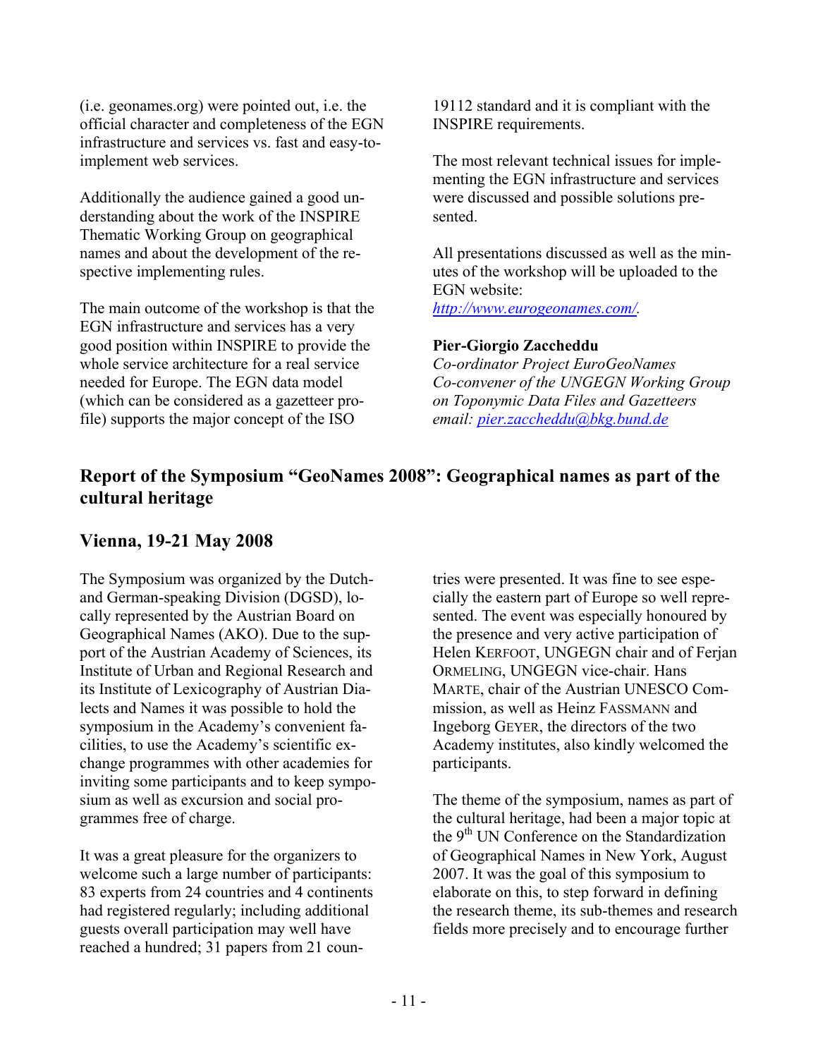(i.e. geonames.org) were pointed out, i.e. the official character and completeness of the EGN infrastructure and services vs. fast and easy-to-implement web services.

Additionally the audience gained a good understanding about the work of the INSPIRE Thematic Working Group on geographical names and about the development of the respective implementing rules.

The main outcome of the workshop is that the EGN infrastructure and services has a very good position within INSPIRE to provide the whole service architecture for a real service needed for Europe. The EGN data model (which can be considered as a gazetteer profile) supports the major concept of the ISO 19112 standard and it is compliant with the INSPIRE requirements.

The most relevant technical issues for implementing the EGN infrastructure and services were discussed and possible solutions presented.

All presentations discussed as well as the minutes of the workshop will be uploaded to the EGN website: [http://www.eurogeonames.com/](http://www.eurogeonames.com/).

**Pier-Giorgio Zaccheddu**
*Co-ordinator Project EuroGeoNames*
*Co-convener of the UNGEGN Working Group on Toponymic Data Files and Gazetteers*
*email:* [pier.zaccheddu@bkg.bund.de](mailto:pier.zaccheddu@bkg.bund.de)

# Report of the Symposium "GeoNames 2008": Geographical names as part of the cultural heritage

## Vienna, 19-21 May 2008

The Symposium was organized by the Dutch- and German-speaking Division (DGSD), locally represented by the Austrian Board on Geographical Names (AKO). Due to the support of the Austrian Academy of Sciences, its Institute of Urban and Regional Research and its Institute of Lexicography of Austrian Dialects and Names it was possible to hold the symposium in the Academy's convenient facilities, to use the Academy's scientific exchange programmes with other academies for inviting some participants and to keep symposium as well as excursion and social programmes free of charge.

It was a great pleasure for the organizers to welcome such a large number of participants: 83 experts from 24 countries and 4 continents had registered regularly; including additional guests overall participation may well have reached a hundred; 31 papers from 21 countries were presented. It was fine to see especially the eastern part of Europe so well represented. The event was especially honoured by the presence and very active participation of Helen KERFOOT, UNGEGN chair and of Ferjan ORMELING, UNGEGN vice-chair. Hans MARTE, chair of the Austrian UNESCO Commission, as well as Heinz FASSMANN and Ingeborg GEYER, the directors of the two Academy institutes, also kindly welcomed the participants.

The theme of the symposium, names as part of the cultural heritage, had been a major topic at the 9th UN Conference on the Standardization of Geographical Names in New York, August 2007. It was the goal of this symposium to elaborate on this, to step forward in defining the research theme, its sub-themes and research fields more precisely and to encourage further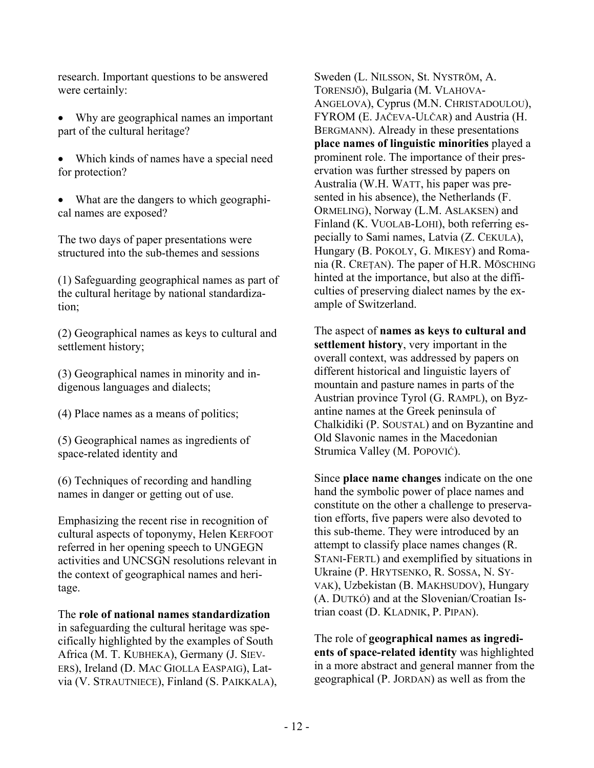research. Important questions to be answered were certainly:

- Why are geographical names an important part of the cultural heritage?
- Which kinds of names have a special need for protection?
- What are the dangers to which geographical names are exposed?

The two days of paper presentations were structured into the sub-themes and sessions

(1) Safeguarding geographical names as part of the cultural heritage by national standardization;

(2) Geographical names as keys to cultural and settlement history;

(3) Geographical names in minority and indigenous languages and dialects;

(4) Place names as a means of politics;

(5) Geographical names as ingredients of space-related identity and

(6) Techniques of recording and handling names in danger or getting out of use.

Emphasizing the recent rise in recognition of cultural aspects of toponymy, Helen KERFOOT referred in her opening speech to UNGEGN activities and UNCSGN resolutions relevant in the context of geographical names and heritage.

The **role of national names standardization** in safeguarding the cultural heritage was specifically highlighted by the examples of South Africa (M. T. KUBHEKA), Germany (J. SIEVERS), Ireland (D. MAC GIOLLA EASPAIG), Latvia (V. STRAUTNIECE), Finland (S. PAIKKALA), Sweden (L. NILSSON, St. NYSTRÖM, A. TORENSJÖ), Bulgaria (M. VLAHOVA-ANGELOVA), Cyprus (M.N. CHRISTADOULOU), FYROM (E. JAČEVA-ULČAR) and Austria (H. BERGMANN). Already in these presentations **place names of linguistic minorities** played a prominent role. The importance of their preservation was further stressed by papers on Australia (W.H. WATT, his paper was presented in his absence), the Netherlands (F. ORMELING), Norway (L.M. ASLAKSEN) and Finland (K. VUOLAB-LOHI), both referring especially to Sami names, Latvia (Z. CEKULA), Hungary (B. POKOLY, G. MIKESY) and Romania (R. CREȚAN). The paper of H.R. MÖSCHING hinted at the importance, but also at the difficulties of preserving dialect names by the example of Switzerland.

The aspect of **names as keys to cultural and settlement history**, very important in the overall context, was addressed by papers on different historical and linguistic layers of mountain and pasture names in parts of the Austrian province Tyrol (G. RAMPL), on Byzantine names at the Greek peninsula of Chalkidiki (P. SOUSTAL) and on Byzantine and Old Slavonic names in the Macedonian Strumica Valley (M. POPOVIĆ).

Since **place name changes** indicate on the one hand the symbolic power of place names and constitute on the other a challenge to preservation efforts, five papers were also devoted to this sub-theme. They were introduced by an attempt to classify place names changes (R. STANI-FERTL) and exemplified by situations in Ukraine (P. HRYTSENKO, R. SOSSA, N. SYVAK), Uzbekistan (B. MAKHSUDOV), Hungary (A. DUTKÓ) and at the Slovenian/Croatian Istrian coast (D. KLADNIK, P. PIPAN).

The role of **geographical names as ingredients of space-related identity** was highlighted in a more abstract and general manner from the geographical (P. JORDAN) as well as from the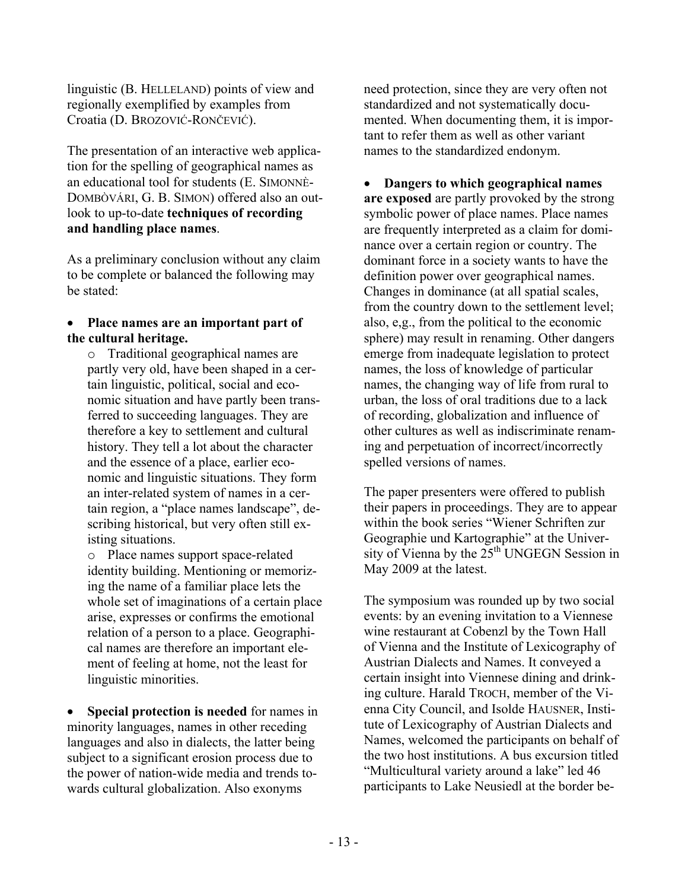linguistic (B. HELLELAND) points of view and regionally exemplified by examples from Croatia (D. BROZOVIĆ-RONČEVIĆ).

The presentation of an interactive web application for the spelling of geographical names as an educational tool for students (E. SIMONNÈ-DOMBÒVÁRI, G. B. SIMON) offered also an outlook to up-to-date **techniques of recording and handling place names**.

As a preliminary conclusion without any claim to be complete or balanced the following may be stated:

- **Place names are an important part of the cultural heritage.**
  - Traditional geographical names are partly very old, have been shaped in a certain linguistic, political, social and economic situation and have partly been transferred to succeeding languages. They are therefore a key to settlement and cultural history. They tell a lot about the character and the essence of a place, earlier economic and linguistic situations. They form an inter-related system of names in a certain region, a "place names landscape", describing historical, but very often still existing situations.
  - Place names support space-related identity building. Mentioning or memorizing the name of a familiar place lets the whole set of imaginations of a certain place arise, expresses or confirms the emotional relation of a person to a place. Geographical names are therefore an important element of feeling at home, not the least for linguistic minorities.

- **Special protection is needed** for names in minority languages, names in other receding languages and also in dialects, the latter being subject to a significant erosion process due to the power of nation-wide media and trends towards cultural globalization. Also exonyms need protection, since they are very often not standardized and not systematically documented. When documenting them, it is important to refer them as well as other variant names to the standardized endonym.

- **Dangers to which geographical names are exposed** are partly provoked by the strong symbolic power of place names. Place names are frequently interpreted as a claim for dominance over a certain region or country. The dominant force in a society wants to have the definition power over geographical names. Changes in dominance (at all spatial scales, from the country down to the settlement level; also, e,g., from the political to the economic sphere) may result in renaming. Other dangers emerge from inadequate legislation to protect names, the loss of knowledge of particular names, the changing way of life from rural to urban, the loss of oral traditions due to a lack of recording, globalization and influence of other cultures as well as indiscriminate renaming and perpetuation of incorrect/incorrectly spelled versions of names.

The paper presenters were offered to publish their papers in proceedings. They are to appear within the book series "Wiener Schriften zur Geographie und Kartographie" at the University of Vienna by the 25th UNGEGN Session in May 2009 at the latest.

The symposium was rounded up by two social events: by an evening invitation to a Viennese wine restaurant at Cobenzl by the Town Hall of Vienna and the Institute of Lexicography of Austrian Dialects and Names. It conveyed a certain insight into Viennese dining and drinking culture. Harald TROCH, member of the Vienna City Council, and Isolde HAUSNER, Institute of Lexicography of Austrian Dialects and Names, welcomed the participants on behalf of the two host institutions. A bus excursion titled "Multicultural variety around a lake" led 46 participants to Lake Neusiedl at the border be-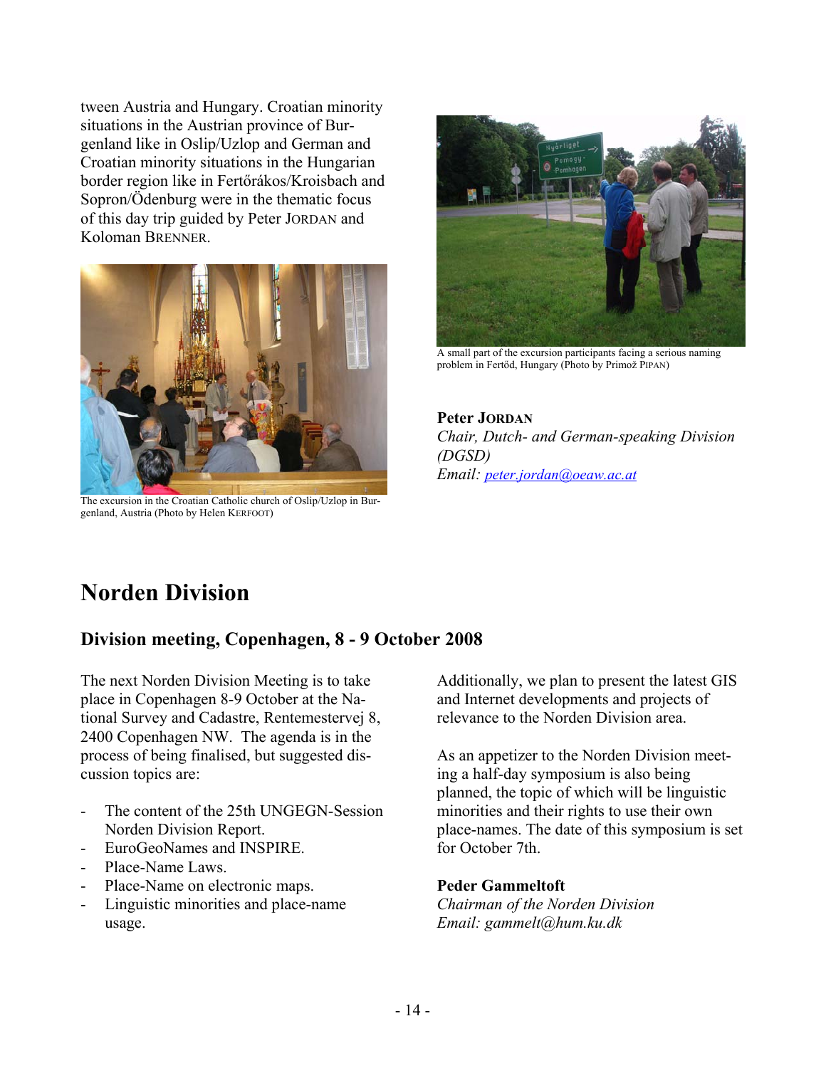tween Austria and Hungary. Croatian minority situations in the Austrian province of Burgenland like in Oslip/Uzlop and German and Croatian minority situations in the Hungarian border region like in Fertőrákos/Kroisbach and Sopron/Ödenburg were in the thematic focus of this day trip guided by Peter JORDAN and Koloman BRENNER.

The excursion in the Croatian Catholic church of Oslip/Uzlop in Burgenland, Austria (Photo by Helen KERFOOT)

A small part of the excursion participants facing a serious naming problem in Fertőd, Hungary (Photo by Primož PIPAN)

**Peter JORDAN**
*Chair, Dutch- and German-speaking Division (DGSD)*
*Email: peter.jordan@oeaw.ac.at*

# Norden Division

## Division meeting, Copenhagen, 8 - 9 October 2008

The next Norden Division Meeting is to take place in Copenhagen 8-9 October at the National Survey and Cadastre, Rentemestervej 8, 2400 Copenhagen NW. The agenda is in the process of being finalised, but suggested discussion topics are:

- The content of the 25th UNGEGN-Session Norden Division Report.
- EuroGeoNames and INSPIRE.
- Place-Name Laws.
- Place-Name on electronic maps.
- Linguistic minorities and place-name usage.

Additionally, we plan to present the latest GIS and Internet developments and projects of relevance to the Norden Division area.

As an appetizer to the Norden Division meeting a half-day symposium is also being planned, the topic of which will be linguistic minorities and their rights to use their own place-names. The date of this symposium is set for October 7th.

**Peder Gammeltoft**
*Chairman of the Norden Division*
*Email: gammelt@hum.ku.dk*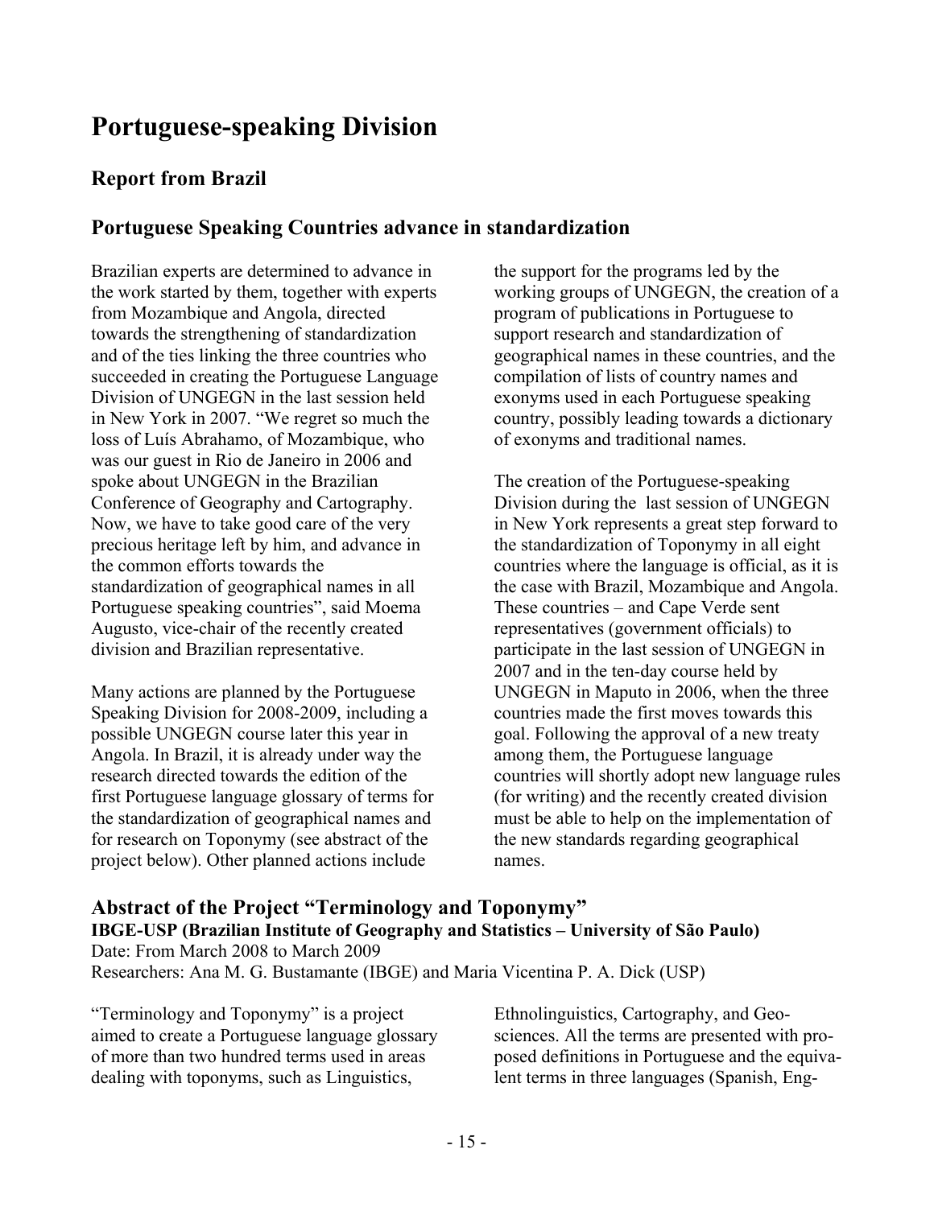# Portuguese-speaking Division

## Report from Brazil

## Portuguese Speaking Countries advance in standardization

Brazilian experts are determined to advance in the work started by them, together with experts from Mozambique and Angola, directed towards the strengthening of standardization and of the ties linking the three countries who succeeded in creating the Portuguese Language Division of UNGEGN in the last session held in New York in 2007. "We regret so much the loss of Luís Abrahamo, of Mozambique, who was our guest in Rio de Janeiro in 2006 and spoke about UNGEGN in the Brazilian Conference of Geography and Cartography. Now, we have to take good care of the very precious heritage left by him, and advance in the common efforts towards the standardization of geographical names in all Portuguese speaking countries", said Moema Augusto, vice-chair of the recently created division and Brazilian representative.

Many actions are planned by the Portuguese Speaking Division for 2008-2009, including a possible UNGEGN course later this year in Angola. In Brazil, it is already under way the research directed towards the edition of the first Portuguese language glossary of terms for the standardization of geographical names and for research on Toponymy (see abstract of the project below). Other planned actions include the support for the programs led by the working groups of UNGEGN, the creation of a program of publications in Portuguese to support research and standardization of geographical names in these countries, and the compilation of lists of country names and exonyms used in each Portuguese speaking country, possibly leading towards a dictionary of exonyms and traditional names.

The creation of the Portuguese-speaking Division during the last session of UNGEGN in New York represents a great step forward to the standardization of Toponymy in all eight countries where the language is official, as it is the case with Brazil, Mozambique and Angola. These countries – and Cape Verde sent representatives (government officials) to participate in the last session of UNGEGN in 2007 and in the ten-day course held by UNGEGN in Maputo in 2006, when the three countries made the first moves towards this goal. Following the approval of a new treaty among them, the Portuguese language countries will shortly adopt new language rules (for writing) and the recently created division must be able to help on the implementation of the new standards regarding geographical names.

## Abstract of the Project "Terminology and Toponymy"

**IBGE-USP (Brazilian Institute of Geography and Statistics – University of São Paulo)**

Date: From March 2008 to March 2009

Researchers: Ana M. G. Bustamante (IBGE) and Maria Vicentina P. A. Dick (USP)

"Terminology and Toponymy" is a project aimed to create a Portuguese language glossary of more than two hundred terms used in areas dealing with toponyms, such as Linguistics, Ethnolinguistics, Cartography, and Geo-sciences. All the terms are presented with proposed definitions in Portuguese and the equivalent terms in three languages (Spanish, Eng-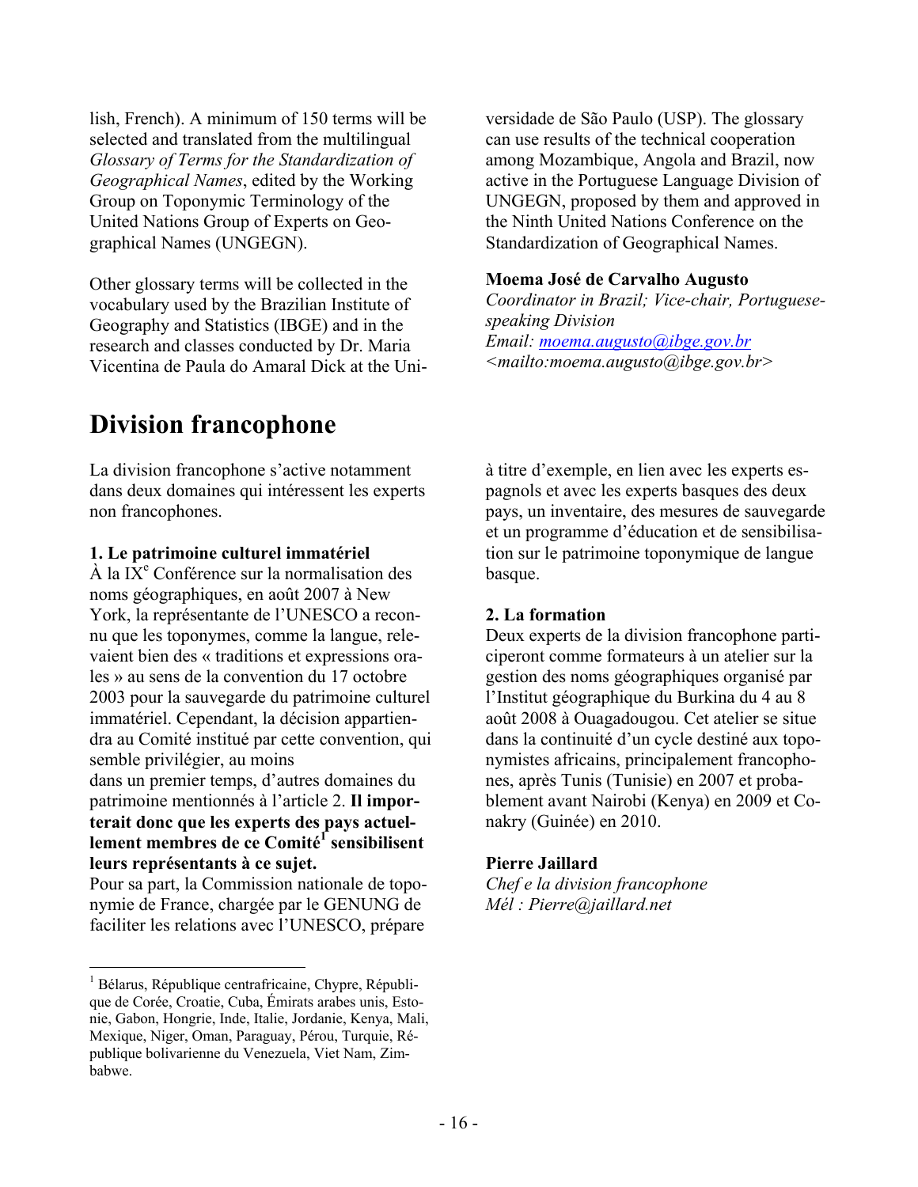lish, French). A minimum of 150 terms will be selected and translated from the multilingual *Glossary of Terms for the Standardization of Geographical Names*, edited by the Working Group on Toponymic Terminology of the United Nations Group of Experts on Geographical Names (UNGEGN).

Other glossary terms will be collected in the vocabulary used by the Brazilian Institute of Geography and Statistics (IBGE) and in the research and classes conducted by Dr. Maria Vicentina de Paula do Amaral Dick at the Universidade de São Paulo (USP). The glossary can use results of the technical cooperation among Mozambique, Angola and Brazil, now active in the Portuguese Language Division of UNGEGN, proposed by them and approved in the Ninth United Nations Conference on the Standardization of Geographical Names.

**Moema José de Carvalho Augusto**
*Coordinator in Brazil; Vice-chair, Portuguese-speaking Division*
*Email: moema.augusto@ibge.gov.br <mailto:moema.augusto@ibge.gov.br>*

# Division francophone

La division francophone s'active notamment dans deux domaines qui intéressent les experts non francophones.

**1. Le patrimoine culturel immatériel**
À la IX[e] Conférence sur la normalisation des noms géographiques, en août 2007 à New York, la représentante de l'UNESCO a reconnu que les toponymes, comme la langue, relevaient bien des « traditions et expressions orales » au sens de la convention du 17 octobre 2003 pour la sauvegarde du patrimoine culturel immatériel. Cependant, la décision appartiendra au Comité institué par cette convention, qui semble privilégier, au moins dans un premier temps, d'autres domaines du patrimoine mentionnés à l'article 2. **Il importerait donc que les experts des pays actuellement membres de ce Comité[1] sensibilisent leurs représentants à ce sujet.**
Pour sa part, la Commission nationale de toponymie de France, chargée par le GENUNG de faciliter les relations avec l'UNESCO, prépare à titre d'exemple, en lien avec les experts espagnols et avec les experts basques des deux pays, un inventaire, des mesures de sauvegarde et un programme d'éducation et de sensibilisation sur le patrimoine toponymique de langue basque.

**2. La formation**
Deux experts de la division francophone participeront comme formateurs à un atelier sur la gestion des noms géographiques organisé par l'Institut géographique du Burkina du 4 au 8 août 2008 à Ouagadougou. Cet atelier se situe dans la continuité d'un cycle destiné aux toponymistes africains, principalement francophones, après Tunis (Tunisie) en 2007 et probablement avant Nairobi (Kenya) en 2009 et Conakry (Guinée) en 2010.

**Pierre Jaillard**
*Chef e la division francophone*
*Mél : Pierre@jaillard.net*

[1] Bélarus, République centrafricaine, Chypre, République de Corée, Croatie, Cuba, Émirats arabes unis, Estonie, Gabon, Hongrie, Inde, Italie, Jordanie, Kenya, Mali, Mexique, Niger, Oman, Paraguay, Pérou, Turquie, République bolivarienne du Venezuela, Viet Nam, Zimbabwe.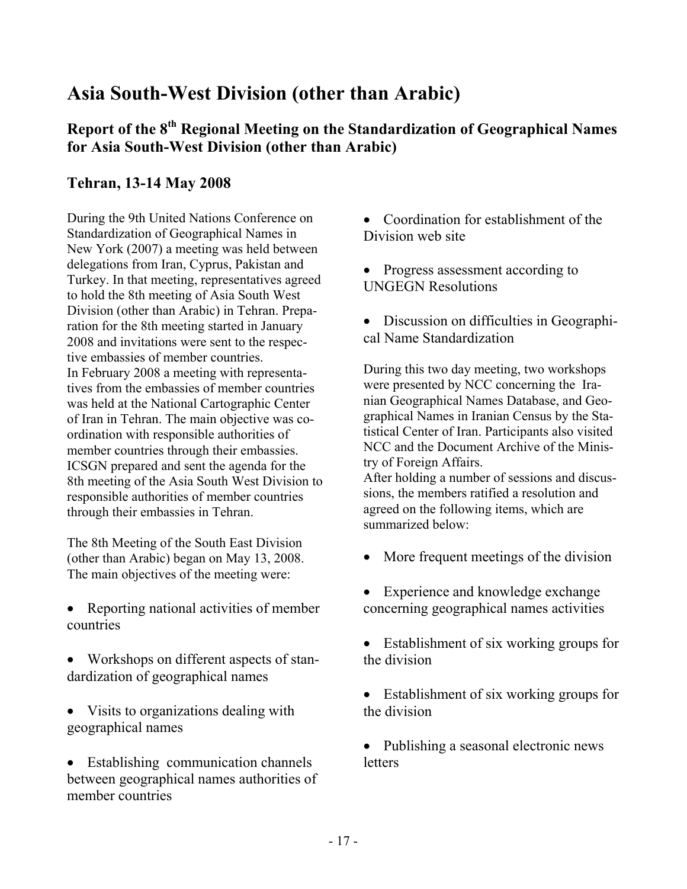# Asia South-West Division (other than Arabic)

## Report of the 8th Regional Meeting on the Standardization of Geographical Names for Asia South-West Division (other than Arabic)

## Tehran, 13-14 May 2008

During the 9th United Nations Conference on Standardization of Geographical Names in New York (2007) a meeting was held between delegations from Iran, Cyprus, Pakistan and Turkey. In that meeting, representatives agreed to hold the 8th meeting of Asia South West Division (other than Arabic) in Tehran. Preparation for the 8th meeting started in January 2008 and invitations were sent to the respective embassies of member countries.
In February 2008 a meeting with representatives from the embassies of member countries was held at the National Cartographic Center of Iran in Tehran. The main objective was coordination with responsible authorities of member countries through their embassies. ICSGN prepared and sent the agenda for the 8th meeting of the Asia South West Division to responsible authorities of member countries through their embassies in Tehran.

The 8th Meeting of the South East Division (other than Arabic) began on May 13, 2008. The main objectives of the meeting were:

- Reporting national activities of member countries
- Workshops on different aspects of standardization of geographical names
- Visits to organizations dealing with geographical names
- Establishing communication channels between geographical names authorities of member countries
- Coordination for establishment of the Division web site
- Progress assessment according to UNGEGN Resolutions
- Discussion on difficulties in Geographical Name Standardization

During this two day meeting, two workshops were presented by NCC concerning the Iranian Geographical Names Database, and Geographical Names in Iranian Census by the Statistical Center of Iran. Participants also visited NCC and the Document Archive of the Ministry of Foreign Affairs.
After holding a number of sessions and discussions, the members ratified a resolution and agreed on the following items, which are summarized below:

- More frequent meetings of the division
- Experience and knowledge exchange concerning geographical names activities
- Establishment of six working groups for the division
- Establishment of six working groups for the division
- Publishing a seasonal electronic news letters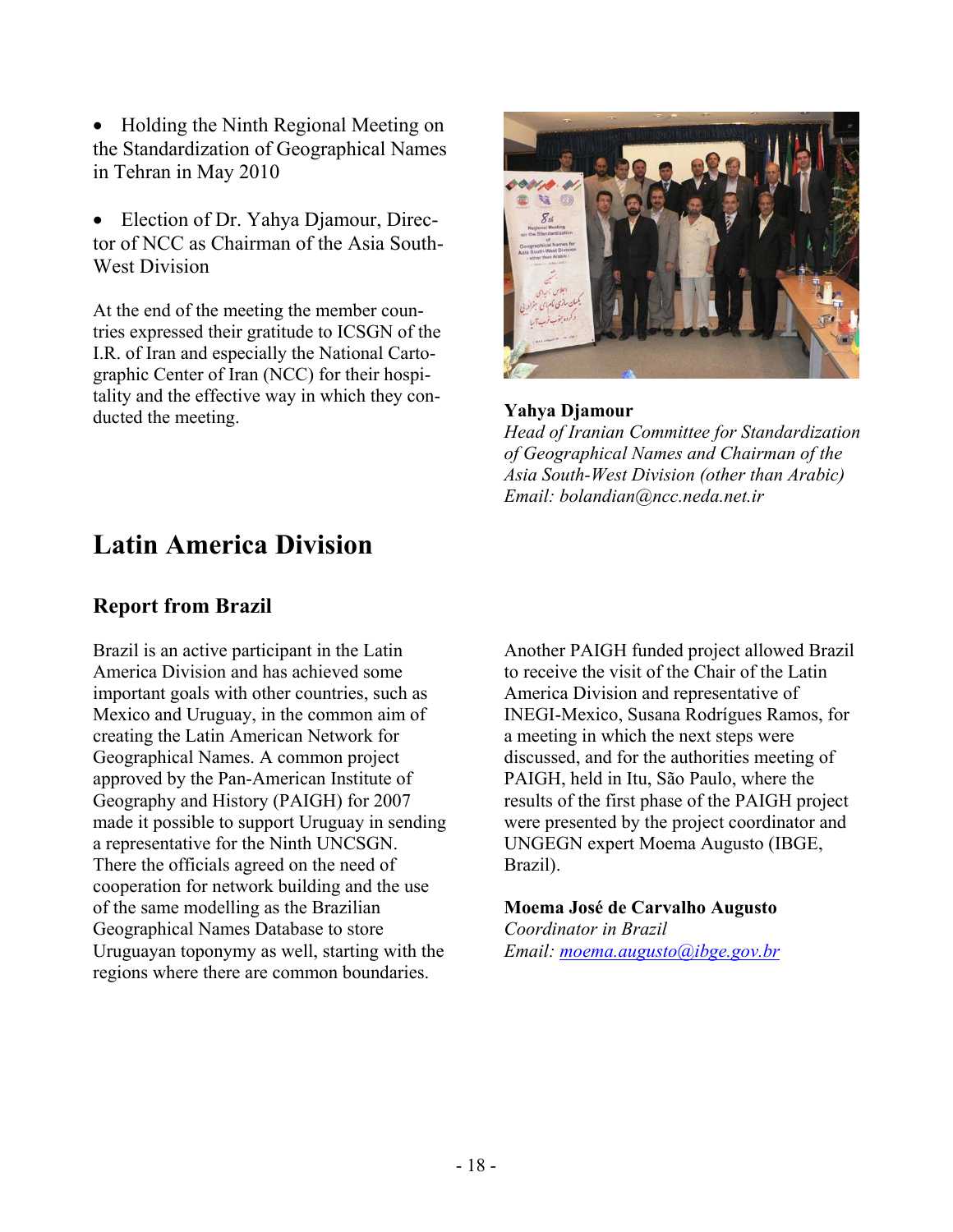- Holding the Ninth Regional Meeting on the Standardization of Geographical Names in Tehran in May 2010

- Election of Dr. Yahya Djamour, Director of NCC as Chairman of the Asia South-West Division

At the end of the meeting the member countries expressed their gratitude to ICSGN of the I.R. of Iran and especially the National Cartographic Center of Iran (NCC) for their hospitality and the effective way in which they conducted the meeting.

**Yahya Djamour**
*Head of Iranian Committee for Standardization of Geographical Names and Chairman of the Asia South-West Division (other than Arabic)*
*Email: bolandian@ncc.neda.net.ir*

# Latin America Division

## Report from Brazil

Brazil is an active participant in the Latin America Division and has achieved some important goals with other countries, such as Mexico and Uruguay, in the common aim of creating the Latin American Network for Geographical Names. A common project approved by the Pan-American Institute of Geography and History (PAIGH) for 2007 made it possible to support Uruguay in sending a representative for the Ninth UNCSGN. There the officials agreed on the need of cooperation for network building and the use of the same modelling as the Brazilian Geographical Names Database to store Uruguayan toponymy as well, starting with the regions where there are common boundaries.

Another PAIGH funded project allowed Brazil to receive the visit of the Chair of the Latin America Division and representative of INEGI-Mexico, Susana Rodrígues Ramos, for a meeting in which the next steps were discussed, and for the authorities meeting of PAIGH, held in Itu, São Paulo, where the results of the first phase of the PAIGH project were presented by the project coordinator and UNGEGN expert Moema Augusto (IBGE, Brazil).

**Moema José de Carvalho Augusto**
*Coordinator in Brazil*
*Email: moema.augusto@ibge.gov.br*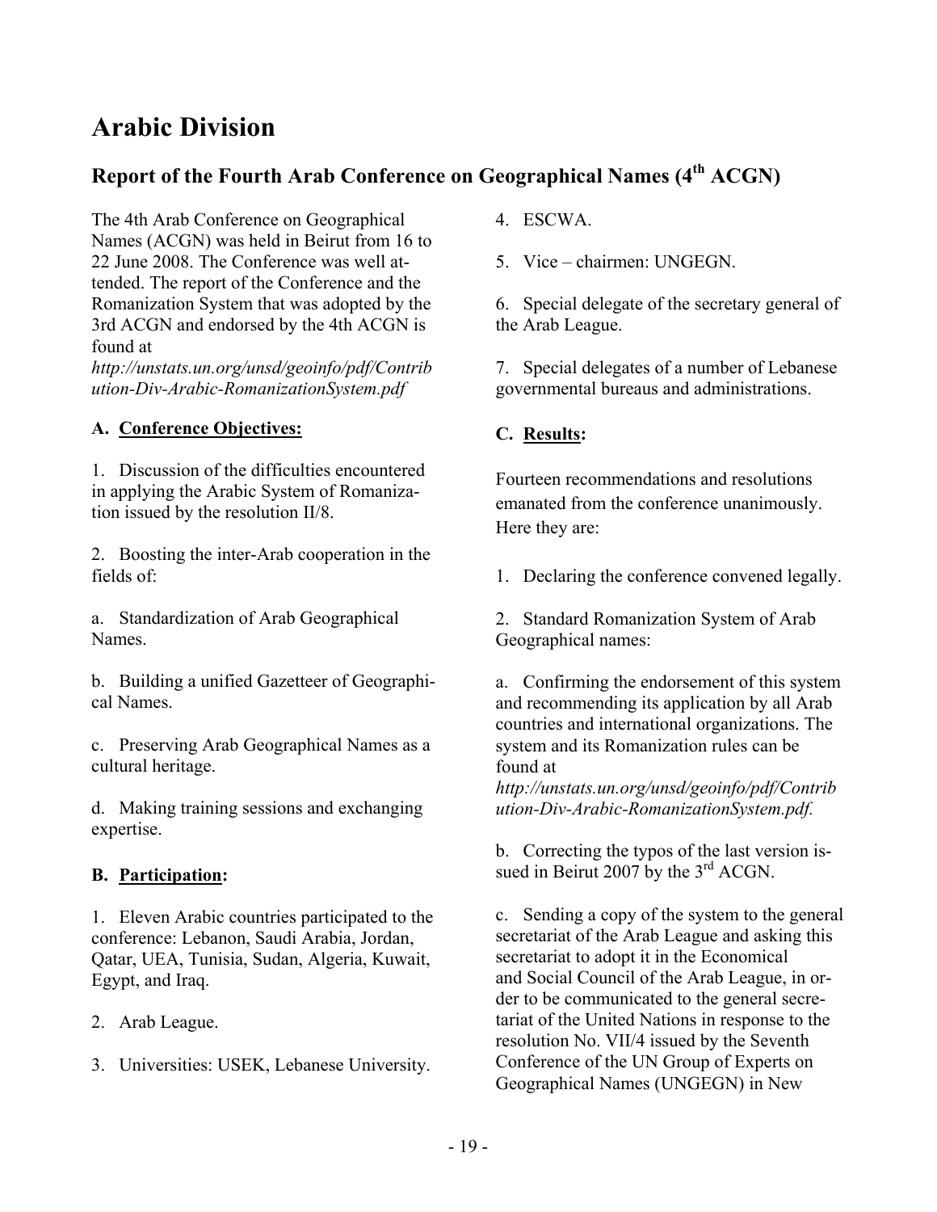# Arabic Division

## Report of the Fourth Arab Conference on Geographical Names (4th ACGN)

The 4th Arab Conference on Geographical Names (ACGN) was held in Beirut from 16 to 22 June 2008. The Conference was well attended. The report of the Conference and the Romanization System that was adopted by the 3rd ACGN and endorsed by the 4th ACGN is found at *http://unstats.un.org/unsd/geoinfo/pdf/Contribution-Div-Arabic-RomanizationSystem.pdf*

### A. Conference Objectives:

1. Discussion of the difficulties encountered in applying the Arabic System of Romanization issued by the resolution II/8.

2. Boosting the inter-Arab cooperation in the fields of:

a. Standardization of Arab Geographical Names.

b. Building a unified Gazetteer of Geographical Names.

c. Preserving Arab Geographical Names as a cultural heritage.

d. Making training sessions and exchanging expertise.

### B. Participation:

1. Eleven Arabic countries participated to the conference: Lebanon, Saudi Arabia, Jordan, Qatar, UEA, Tunisia, Sudan, Algeria, Kuwait, Egypt, and Iraq.

2. Arab League.

3. Universities: USEK, Lebanese University.

4. ESCWA.

5. Vice – chairmen: UNGEGN.

6. Special delegate of the secretary general of the Arab League.

7. Special delegates of a number of Lebanese governmental bureaus and administrations.

### C. Results:

Fourteen recommendations and resolutions emanated from the conference unanimously. Here they are:

1. Declaring the conference convened legally.

2. Standard Romanization System of Arab Geographical names:

a. Confirming the endorsement of this system and recommending its application by all Arab countries and international organizations. The system and its Romanization rules can be found at *http://unstats.un.org/unsd/geoinfo/pdf/Contribution-Div-Arabic-RomanizationSystem.pdf.*

b. Correcting the typos of the last version issued in Beirut 2007 by the 3rd ACGN.

c. Sending a copy of the system to the general secretariat of the Arab League and asking this secretariat to adopt it in the Economical and Social Council of the Arab League, in order to be communicated to the general secretariat of the United Nations in response to the resolution No. VII/4 issued by the Seventh Conference of the UN Group of Experts on Geographical Names (UNGEGN) in New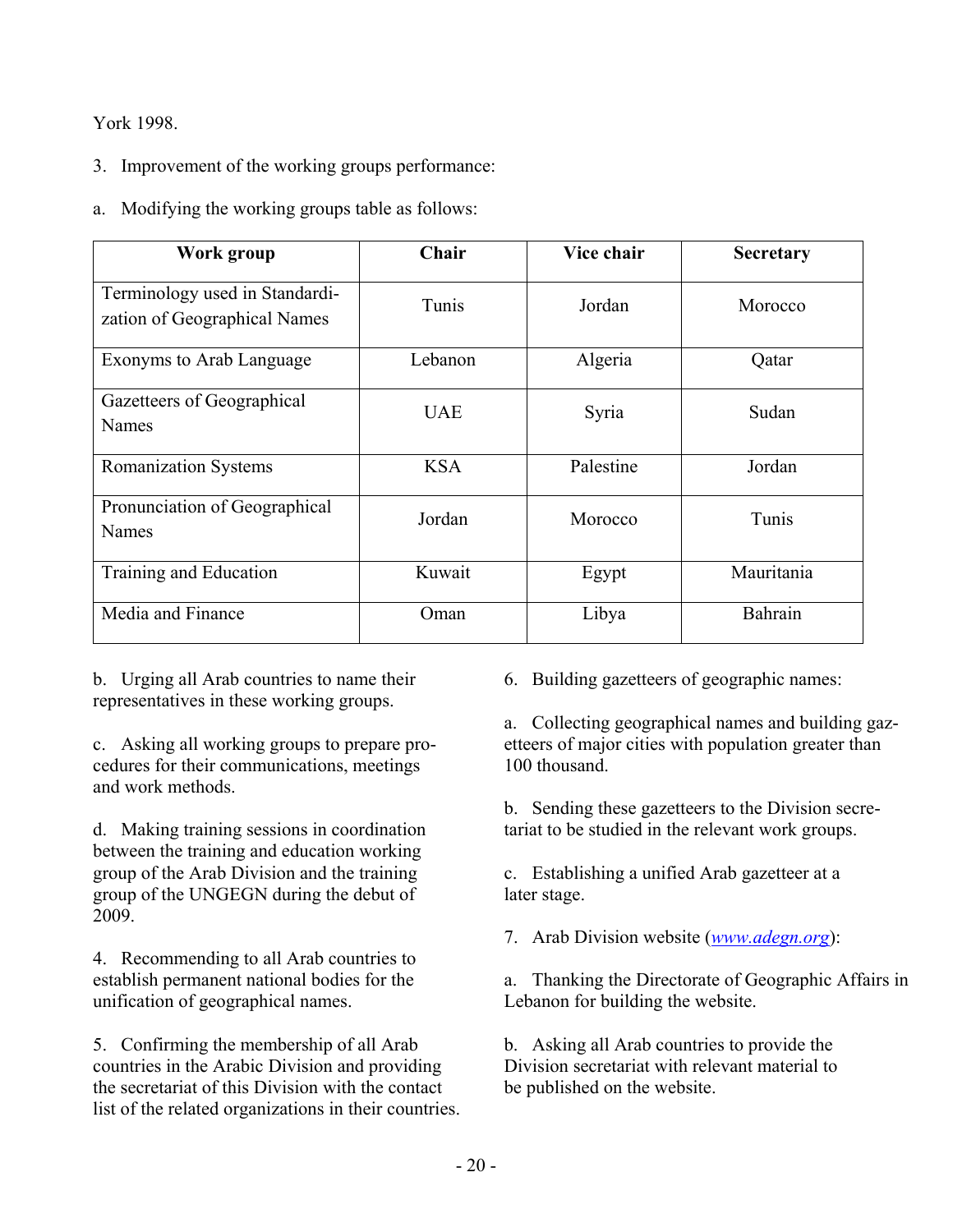York 1998.

3. Improvement of the working groups performance:

a. Modifying the working groups table as follows:

| Work group | Chair | Vice chair | Secretary |
|---|---|---|---|
| Terminology used in Standardization of Geographical Names | Tunis | Jordan | Morocco |
| Exonyms to Arab Language | Lebanon | Algeria | Qatar |
| Gazetteers of Geographical Names | UAE | Syria | Sudan |
| Romanization Systems | KSA | Palestine | Jordan |
| Pronunciation of Geographical Names | Jordan | Morocco | Tunis |
| Training and Education | Kuwait | Egypt | Mauritania |
| Media and Finance | Oman | Libya | Bahrain |

b. Urging all Arab countries to name their representatives in these working groups.

c. Asking all working groups to prepare procedures for their communications, meetings and work methods.

d. Making training sessions in coordination between the training and education working group of the Arab Division and the training group of the UNGEGN during the debut of 2009.

4. Recommending to all Arab countries to establish permanent national bodies for the unification of geographical names.

5. Confirming the membership of all Arab countries in the Arabic Division and providing the secretariat of this Division with the contact list of the related organizations in their countries.

6. Building gazetteers of geographic names:

a. Collecting geographical names and building gazetteers of major cities with population greater than 100 thousand.

b. Sending these gazetteers to the Division secretariat to be studied in the relevant work groups.

c. Establishing a unified Arab gazetteer at a later stage.

7. Arab Division website (*www.adegn.org*):

a. Thanking the Directorate of Geographic Affairs in Lebanon for building the website.

b. Asking all Arab countries to provide the Division secretariat with relevant material to be published on the website.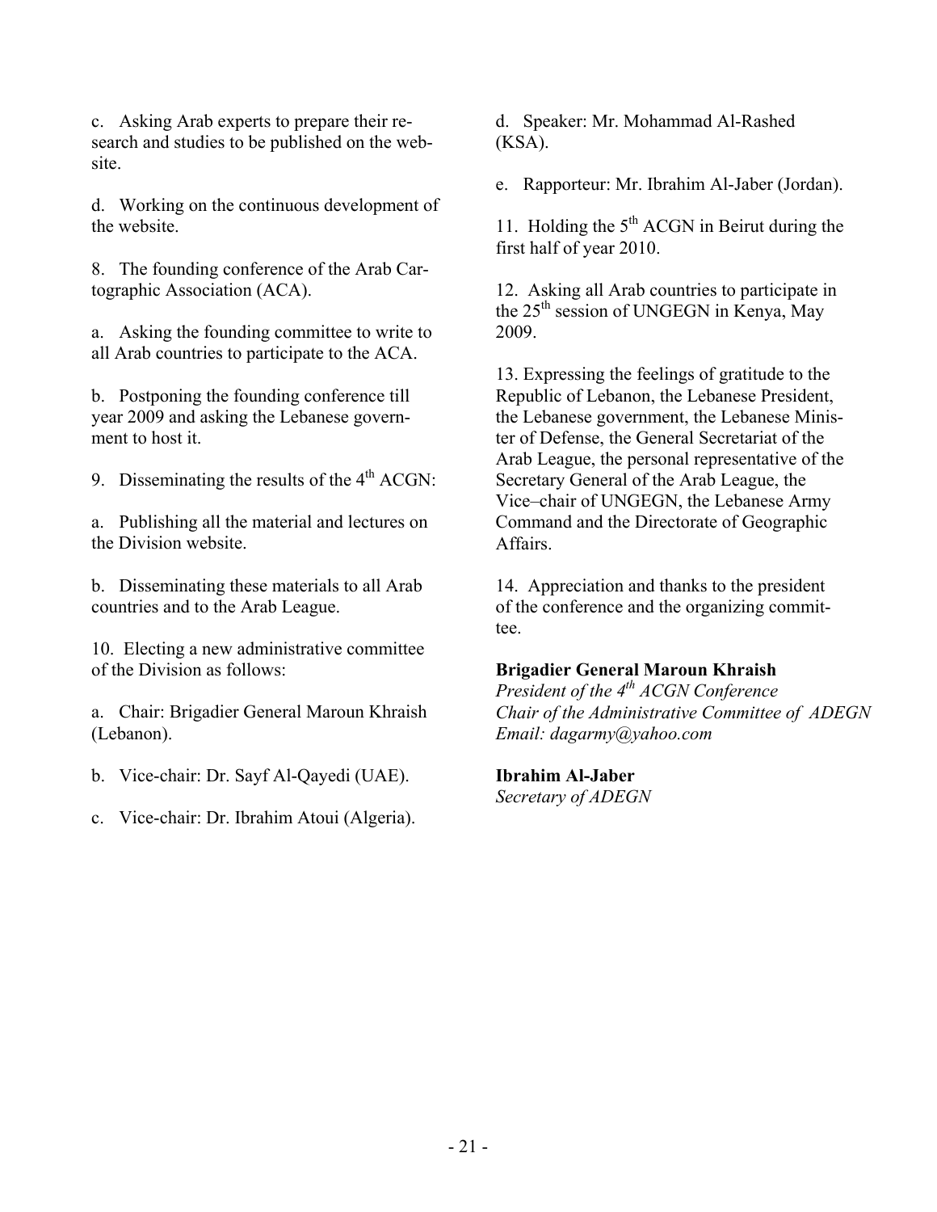c. Asking Arab experts to prepare their research and studies to be published on the website.

d. Working on the continuous development of the website.

8. The founding conference of the Arab Cartographic Association (ACA).

a. Asking the founding committee to write to all Arab countries to participate to the ACA.

b. Postponing the founding conference till year 2009 and asking the Lebanese government to host it.

9. Disseminating the results of the 4th ACGN:

a. Publishing all the material and lectures on the Division website.

b. Disseminating these materials to all Arab countries and to the Arab League.

10. Electing a new administrative committee of the Division as follows:

a. Chair: Brigadier General Maroun Khraish (Lebanon).

b. Vice-chair: Dr. Sayf Al-Qayedi (UAE).

c. Vice-chair: Dr. Ibrahim Atoui (Algeria).

d. Speaker: Mr. Mohammad Al-Rashed (KSA).

e. Rapporteur: Mr. Ibrahim Al-Jaber (Jordan).

11. Holding the 5th ACGN in Beirut during the first half of year 2010.

12. Asking all Arab countries to participate in the 25th session of UNGEGN in Kenya, May 2009.

13. Expressing the feelings of gratitude to the Republic of Lebanon, the Lebanese President, the Lebanese government, the Lebanese Minister of Defense, the General Secretariat of the Arab League, the personal representative of the Secretary General of the Arab League, the Vice–chair of UNGEGN, the Lebanese Army Command and the Directorate of Geographic Affairs.

14. Appreciation and thanks to the president of the conference and the organizing committee.

**Brigadier General Maroun Khraish**
*President of the 4th ACGN Conference*
*Chair of the Administrative Committee of ADEGN*
*Email: dagarmy@yahoo.com*

**Ibrahim Al-Jaber**
*Secretary of ADEGN*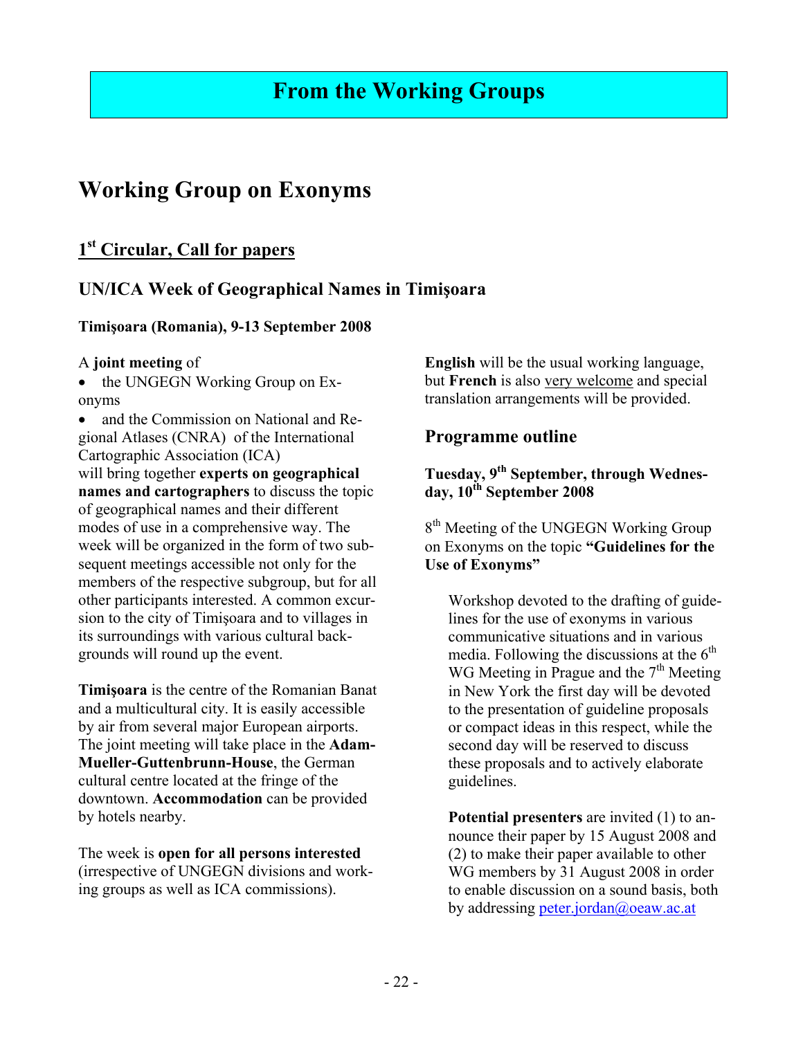# From the Working Groups

## Working Group on Exonyms

### 1st Circular, Call for papers

### UN/ICA Week of Geographical Names in Timişoara

**Timişoara (Romania), 9-13 September 2008**

A **joint meeting** of

- the UNGEGN Working Group on Exonyms
- and the Commission on National and Regional Atlases (CNRA) of the International Cartographic Association (ICA)

will bring together **experts on geographical names and cartographers** to discuss the topic of geographical names and their different modes of use in a comprehensive way. The week will be organized in the form of two subsequent meetings accessible not only for the members of the respective subgroup, but for all other participants interested. A common excursion to the city of Timişoara and to villages in its surroundings with various cultural backgrounds will round up the event.

**Timişoara** is the centre of the Romanian Banat and a multicultural city. It is easily accessible by air from several major European airports. The joint meeting will take place in the **Adam-Mueller-Guttenbrunn-House**, the German cultural centre located at the fringe of the downtown. **Accommodation** can be provided by hotels nearby.

The week is **open for all persons interested** (irrespective of UNGEGN divisions and working groups as well as ICA commissions).

**English** will be the usual working language, but **French** is also very welcome and special translation arrangements will be provided.

### Programme outline

**Tuesday, 9th September, through Wednesday, 10th September 2008**

8th Meeting of the UNGEGN Working Group on Exonyms on the topic **"Guidelines for the Use of Exonyms"**

Workshop devoted to the drafting of guidelines for the use of exonyms in various communicative situations and in various media. Following the discussions at the 6th WG Meeting in Prague and the 7th Meeting in New York the first day will be devoted to the presentation of guideline proposals or compact ideas in this respect, while the second day will be reserved to discuss these proposals and to actively elaborate guidelines.

**Potential presenters** are invited (1) to announce their paper by 15 August 2008 and (2) to make their paper available to other WG members by 31 August 2008 in order to enable discussion on a sound basis, both by addressing peter.jordan@oeaw.ac.at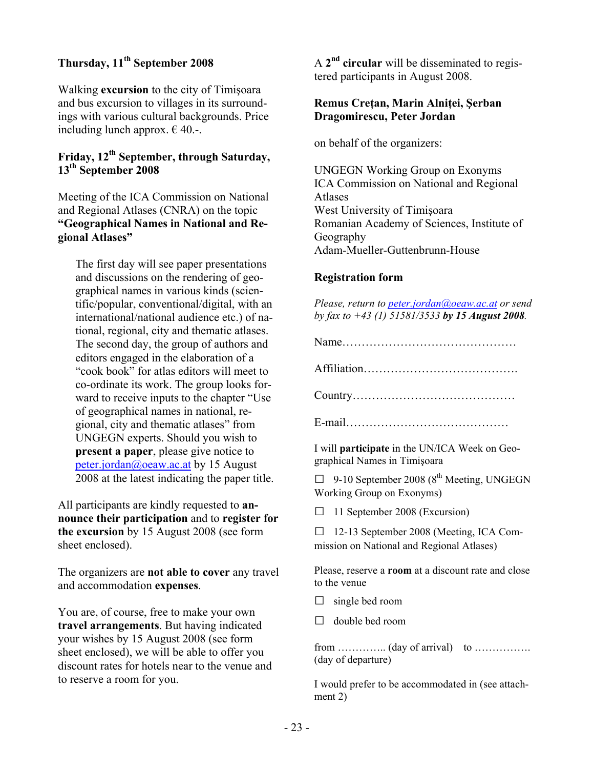**Thursday, 11th September 2008**

Walking **excursion** to the city of Timişoara and bus excursion to villages in its surroundings with various cultural backgrounds. Price including lunch approx. € 40.-.

**Friday, 12th September, through Saturday, 13th September 2008**

Meeting of the ICA Commission on National and Regional Atlases (CNRA) on the topic **"Geographical Names in National and Regional Atlases"**

> The first day will see paper presentations and discussions on the rendering of geographical names in various kinds (scientific/popular, conventional/digital, with an international/national audience etc.) of national, regional, city and thematic atlases. The second day, the group of authors and editors engaged in the elaboration of a "cook book" for atlas editors will meet to co-ordinate its work. The group looks forward to receive inputs to the chapter "Use of geographical names in national, regional, city and thematic atlases" from UNGEGN experts. Should you wish to **present a paper**, please give notice to peter.jordan@oeaw.ac.at by 15 August 2008 at the latest indicating the paper title.

All participants are kindly requested to **announce their participation** and to **register for the excursion** by 15 August 2008 (see form sheet enclosed).

The organizers are **not able to cover** any travel and accommodation **expenses**.

You are, of course, free to make your own **travel arrangements**. But having indicated your wishes by 15 August 2008 (see form sheet enclosed), we will be able to offer you discount rates for hotels near to the venue and to reserve a room for you.

A **2nd circular** will be disseminated to registered participants in August 2008.

**Remus Creţan, Marin Alniţei, Şerban Dragomirescu, Peter Jordan**

on behalf of the organizers:

UNGEGN Working Group on Exonyms
ICA Commission on National and Regional Atlases
West University of Timişoara
Romanian Academy of Sciences, Institute of Geography
Adam-Mueller-Guttenbrunn-House

**Registration form**

*Please, return to peter.jordan@oeaw.ac.at or send by fax to +43 (1) 51581/3533* ***by 15 August 2008****.*

Name……………………………………….

Affiliation………………………………….

Country…………………………………….

E-mail……………………………………

I will **participate** in the UN/ICA Week on Geographical Names in Timişoara

☐ 9-10 September 2008 (8th Meeting, UNGEGN Working Group on Exonyms)

☐ 11 September 2008 (Excursion)

☐ 12-13 September 2008 (Meeting, ICA Commission on National and Regional Atlases)

Please, reserve a **room** at a discount rate and close to the venue

☐ single bed room

☐ double bed room

from ………….. (day of arrival) to ……………. (day of departure)

I would prefer to be accommodated in (see attachment 2)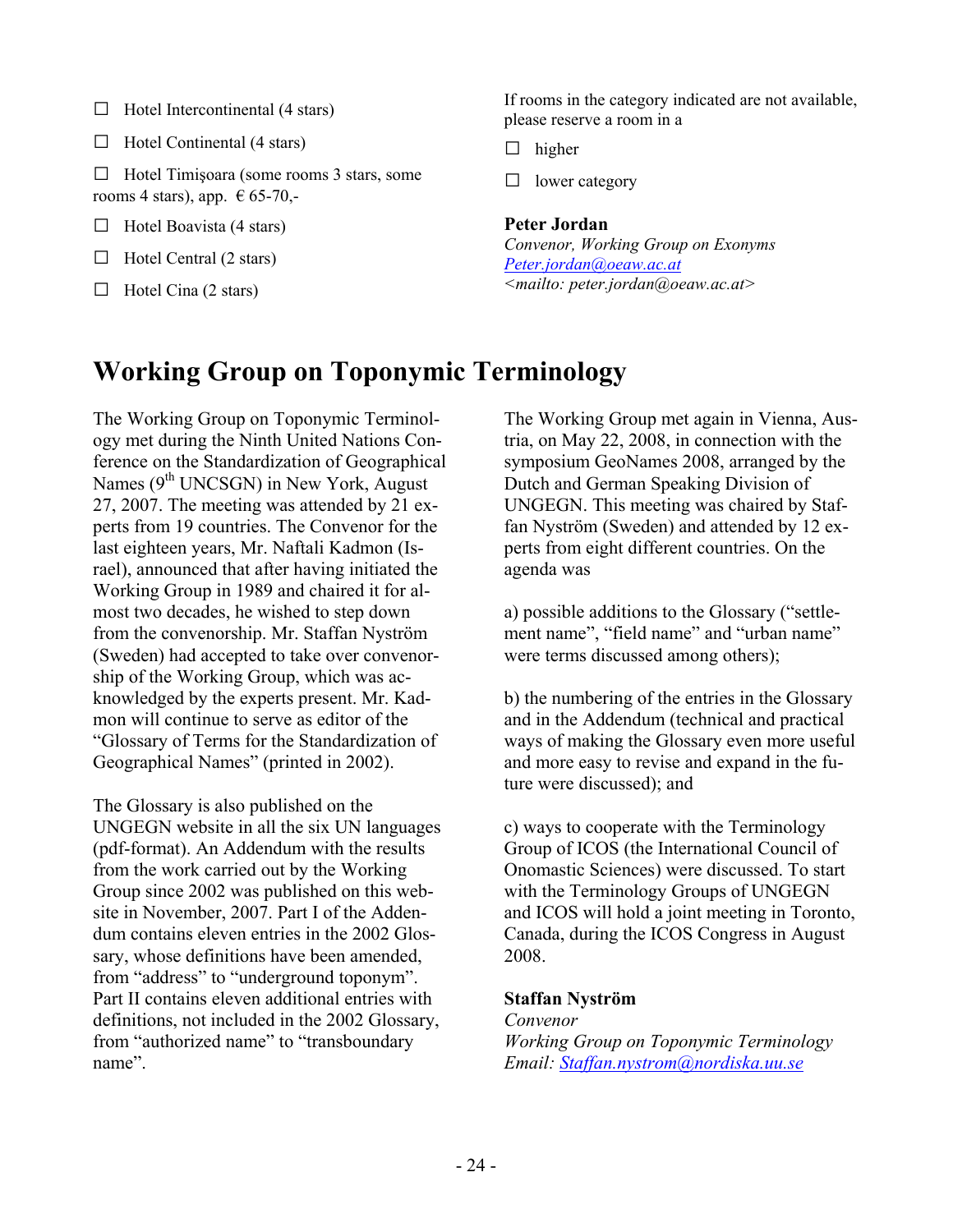☐ Hotel Intercontinental (4 stars)

☐ Hotel Continental (4 stars)

☐ Hotel Timişoara (some rooms 3 stars, some rooms 4 stars), app. € 65-70,-

☐ Hotel Boavista (4 stars)

☐ Hotel Central (2 stars)

☐ Hotel Cina (2 stars)

If rooms in the category indicated are not available, please reserve a room in a

☐ higher

☐ lower category

**Peter Jordan**
*Convenor, Working Group on Exonyms*
*Peter.jordan@oeaw.ac.at*
*<mailto: peter.jordan@oeaw.ac.at>*

# Working Group on Toponymic Terminology

The Working Group on Toponymic Terminology met during the Ninth United Nations Conference on the Standardization of Geographical Names (9th UNCSGN) in New York, August 27, 2007. The meeting was attended by 21 experts from 19 countries. The Convenor for the last eighteen years, Mr. Naftali Kadmon (Israel), announced that after having initiated the Working Group in 1989 and chaired it for almost two decades, he wished to step down from the convenorship. Mr. Staffan Nyström (Sweden) had accepted to take over convenorship of the Working Group, which was acknowledged by the experts present. Mr. Kadmon will continue to serve as editor of the "Glossary of Terms for the Standardization of Geographical Names" (printed in 2002).

The Glossary is also published on the UNGEGN website in all the six UN languages (pdf-format). An Addendum with the results from the work carried out by the Working Group since 2002 was published on this website in November, 2007. Part I of the Addendum contains eleven entries in the 2002 Glossary, whose definitions have been amended, from "address" to "underground toponym". Part II contains eleven additional entries with definitions, not included in the 2002 Glossary, from "authorized name" to "transboundary name".

The Working Group met again in Vienna, Austria, on May 22, 2008, in connection with the symposium GeoNames 2008, arranged by the Dutch and German Speaking Division of UNGEGN. This meeting was chaired by Staffan Nyström (Sweden) and attended by 12 experts from eight different countries. On the agenda was

a) possible additions to the Glossary ("settlement name", "field name" and "urban name" were terms discussed among others);

b) the numbering of the entries in the Glossary and in the Addendum (technical and practical ways of making the Glossary even more useful and more easy to revise and expand in the future were discussed); and

c) ways to cooperate with the Terminology Group of ICOS (the International Council of Onomastic Sciences) were discussed. To start with the Terminology Groups of UNGEGN and ICOS will hold a joint meeting in Toronto, Canada, during the ICOS Congress in August 2008.

**Staffan Nyström**
*Convenor*
*Working Group on Toponymic Terminology*
*Email: Staffan.nystrom@nordiska.uu.se*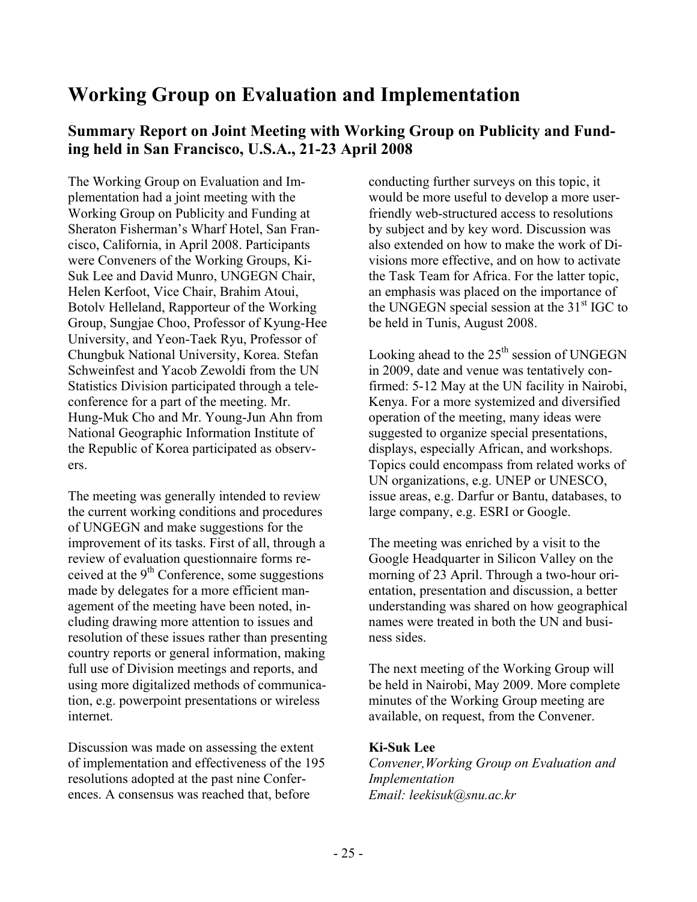# Working Group on Evaluation and Implementation

## Summary Report on Joint Meeting with Working Group on Publicity and Funding held in San Francisco, U.S.A., 21-23 April 2008

The Working Group on Evaluation and Implementation had a joint meeting with the Working Group on Publicity and Funding at Sheraton Fisherman's Wharf Hotel, San Francisco, California, in April 2008. Participants were Conveners of the Working Groups, Ki-Suk Lee and David Munro, UNGEGN Chair, Helen Kerfoot, Vice Chair, Brahim Atoui, Botolv Helleland, Rapporteur of the Working Group, Sungjae Choo, Professor of Kyung-Hee University, and Yeon-Taek Ryu, Professor of Chungbuk National University, Korea. Stefan Schweinfest and Yacob Zewoldi from the UN Statistics Division participated through a teleconference for a part of the meeting. Mr. Hung-Muk Cho and Mr. Young-Jun Ahn from National Geographic Information Institute of the Republic of Korea participated as observers.

The meeting was generally intended to review the current working conditions and procedures of UNGEGN and make suggestions for the improvement of its tasks. First of all, through a review of evaluation questionnaire forms received at the 9th Conference, some suggestions made by delegates for a more efficient management of the meeting have been noted, including drawing more attention to issues and resolution of these issues rather than presenting country reports or general information, making full use of Division meetings and reports, and using more digitalized methods of communication, e.g. powerpoint presentations or wireless internet.

Discussion was made on assessing the extent of implementation and effectiveness of the 195 resolutions adopted at the past nine Conferences. A consensus was reached that, before conducting further surveys on this topic, it would be more useful to develop a more user-friendly web-structured access to resolutions by subject and by key word. Discussion was also extended on how to make the work of Divisions more effective, and on how to activate the Task Team for Africa. For the latter topic, an emphasis was placed on the importance of the UNGEGN special session at the 31st IGC to be held in Tunis, August 2008.

Looking ahead to the 25th session of UNGEGN in 2009, date and venue was tentatively confirmed: 5-12 May at the UN facility in Nairobi, Kenya. For a more systemized and diversified operation of the meeting, many ideas were suggested to organize special presentations, displays, especially African, and workshops. Topics could encompass from related works of UN organizations, e.g. UNEP or UNESCO, issue areas, e.g. Darfur or Bantu, databases, to large company, e.g. ESRI or Google.

The meeting was enriched by a visit to the Google Headquarter in Silicon Valley on the morning of 23 April. Through a two-hour orientation, presentation and discussion, a better understanding was shared on how geographical names were treated in both the UN and business sides.

The next meeting of the Working Group will be held in Nairobi, May 2009. More complete minutes of the Working Group meeting are available, on request, from the Convener.

**Ki-Suk Lee**
*Convener,Working Group on Evaluation and Implementation*
*Email: leekisuk@snu.ac.kr*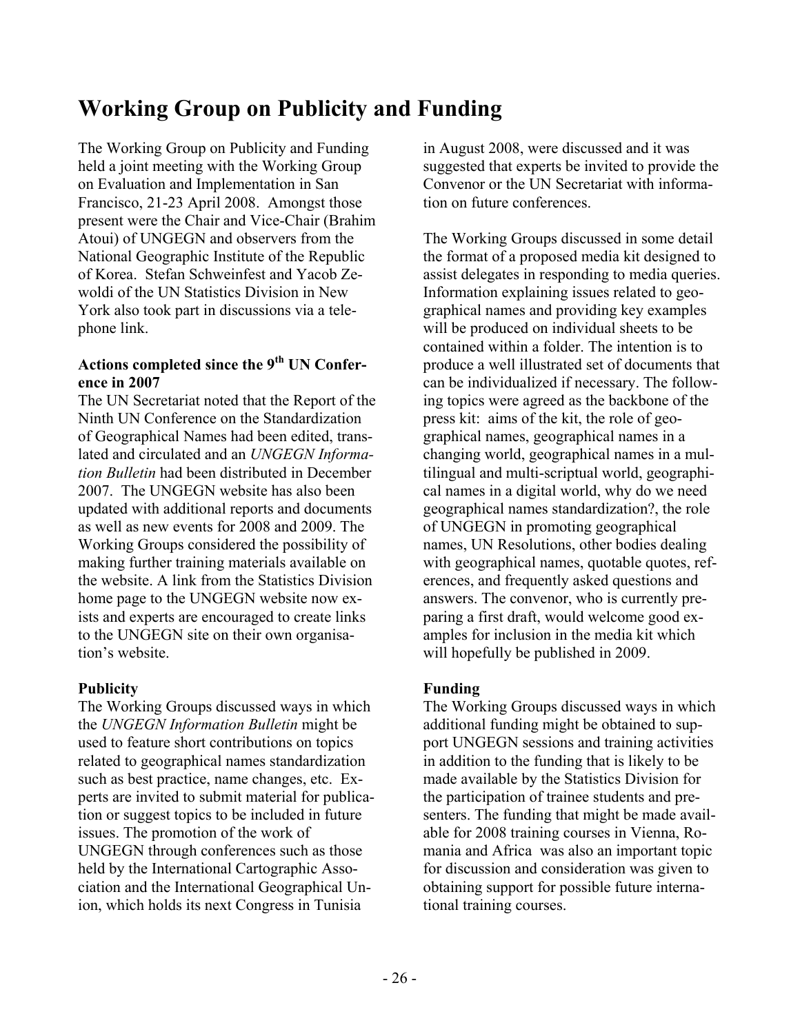# Working Group on Publicity and Funding

The Working Group on Publicity and Funding held a joint meeting with the Working Group on Evaluation and Implementation in San Francisco, 21-23 April 2008. Amongst those present were the Chair and Vice-Chair (Brahim Atoui) of UNGEGN and observers from the National Geographic Institute of the Republic of Korea. Stefan Schweinfest and Yacob Zewoldi of the UN Statistics Division in New York also took part in discussions via a telephone link.

### Actions completed since the 9th UN Conference in 2007

The UN Secretariat noted that the Report of the Ninth UN Conference on the Standardization of Geographical Names had been edited, translated and circulated and an *UNGEGN Information Bulletin* had been distributed in December 2007. The UNGEGN website has also been updated with additional reports and documents as well as new events for 2008 and 2009. The Working Groups considered the possibility of making further training materials available on the website. A link from the Statistics Division home page to the UNGEGN website now exists and experts are encouraged to create links to the UNGEGN site on their own organisation's website.

### Publicity

The Working Groups discussed ways in which the *UNGEGN Information Bulletin* might be used to feature short contributions on topics related to geographical names standardization such as best practice, name changes, etc. Experts are invited to submit material for publication or suggest topics to be included in future issues. The promotion of the work of UNGEGN through conferences such as those held by the International Cartographic Association and the International Geographical Union, which holds its next Congress in Tunisia in August 2008, were discussed and it was suggested that experts be invited to provide the Convenor or the UN Secretariat with information on future conferences.

The Working Groups discussed in some detail the format of a proposed media kit designed to assist delegates in responding to media queries. Information explaining issues related to geographical names and providing key examples will be produced on individual sheets to be contained within a folder. The intention is to produce a well illustrated set of documents that can be individualized if necessary. The following topics were agreed as the backbone of the press kit: aims of the kit, the role of geographical names, geographical names in a changing world, geographical names in a multilingual and multi-scriptual world, geographical names in a digital world, why do we need geographical names standardization?, the role of UNGEGN in promoting geographical names, UN Resolutions, other bodies dealing with geographical names, quotable quotes, references, and frequently asked questions and answers. The convenor, who is currently preparing a first draft, would welcome good examples for inclusion in the media kit which will hopefully be published in 2009.

### Funding

The Working Groups discussed ways in which additional funding might be obtained to support UNGEGN sessions and training activities in addition to the funding that is likely to be made available by the Statistics Division for the participation of trainee students and presenters. The funding that might be made available for 2008 training courses in Vienna, Romania and Africa was also an important topic for discussion and consideration was given to obtaining support for possible future international training courses.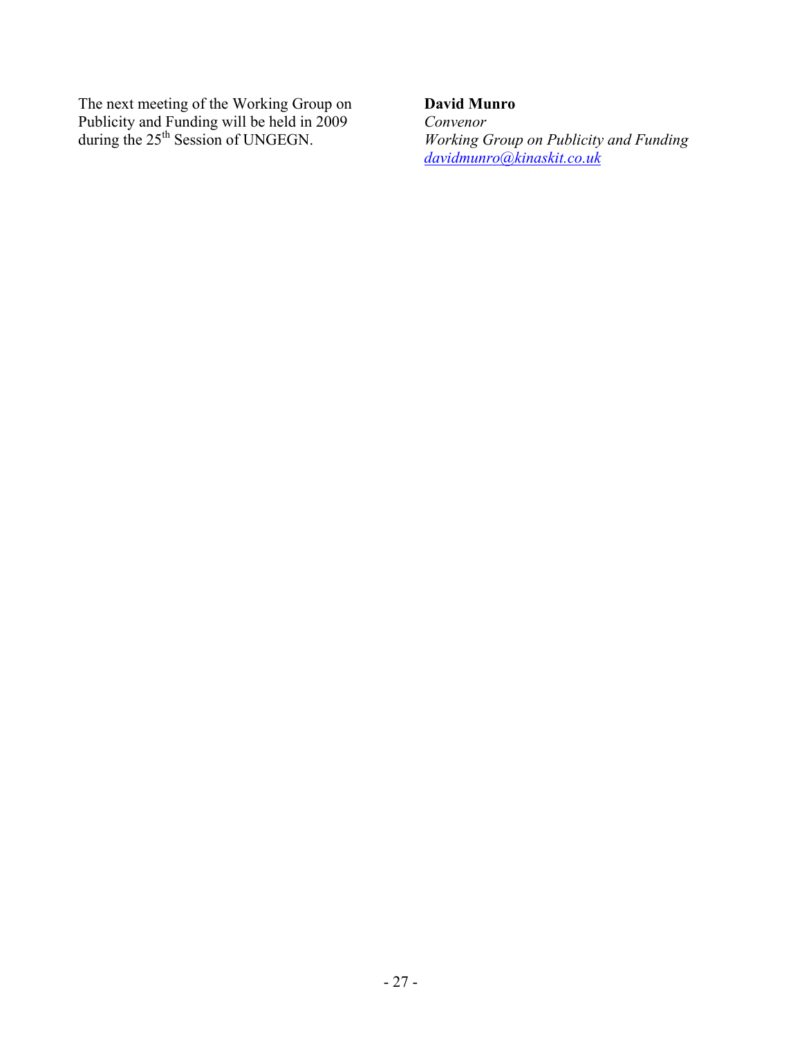The next meeting of the Working Group on Publicity and Funding will be held in 2009 during the 25th Session of UNGEGN.

**David Munro**
*Convenor*
*Working Group on Publicity and Funding*
*davidmunro@kinaskit.co.uk*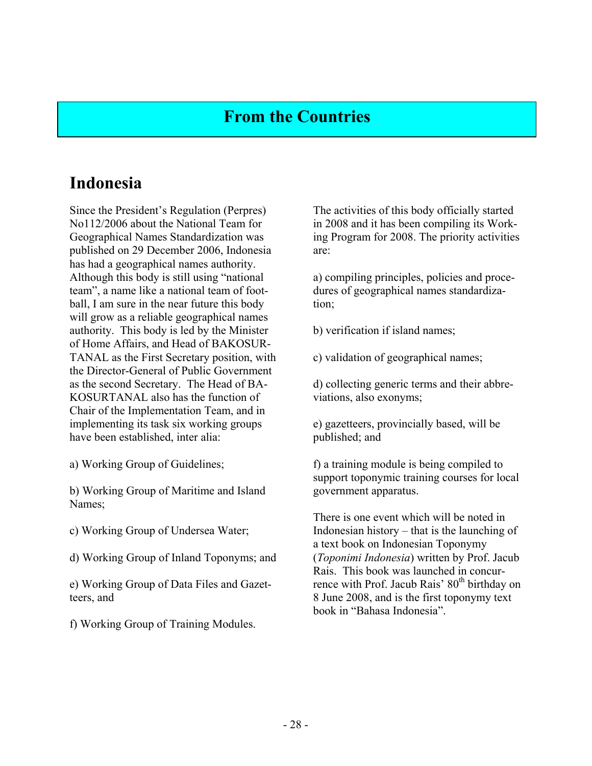# From the Countries

## Indonesia

Since the President's Regulation (Perpres) No112/2006 about the National Team for Geographical Names Standardization was published on 29 December 2006, Indonesia has had a geographical names authority. Although this body is still using "national team", a name like a national team of football, I am sure in the near future this body will grow as a reliable geographical names authority. This body is led by the Minister of Home Affairs, and Head of BAKOSURTANAL as the First Secretary position, with the Director-General of Public Government as the second Secretary. The Head of BAKOSURTANAL also has the function of Chair of the Implementation Team, and in implementing its task six working groups have been established, inter alia:

a) Working Group of Guidelines;

b) Working Group of Maritime and Island Names;

c) Working Group of Undersea Water;

d) Working Group of Inland Toponyms; and

e) Working Group of Data Files and Gazetteers, and

f) Working Group of Training Modules.

The activities of this body officially started in 2008 and it has been compiling its Working Program for 2008. The priority activities are:

a) compiling principles, policies and procedures of geographical names standardization;

b) verification if island names;

c) validation of geographical names;

d) collecting generic terms and their abbreviations, also exonyms;

e) gazetteers, provincially based, will be published; and

f) a training module is being compiled to support toponymic training courses for local government apparatus.

There is one event which will be noted in Indonesian history – that is the launching of a text book on Indonesian Toponymy (*Toponimi Indonesia*) written by Prof. Jacub Rais. This book was launched in concurrence with Prof. Jacub Rais' 80th birthday on 8 June 2008, and is the first toponymy text book in "Bahasa Indonesia".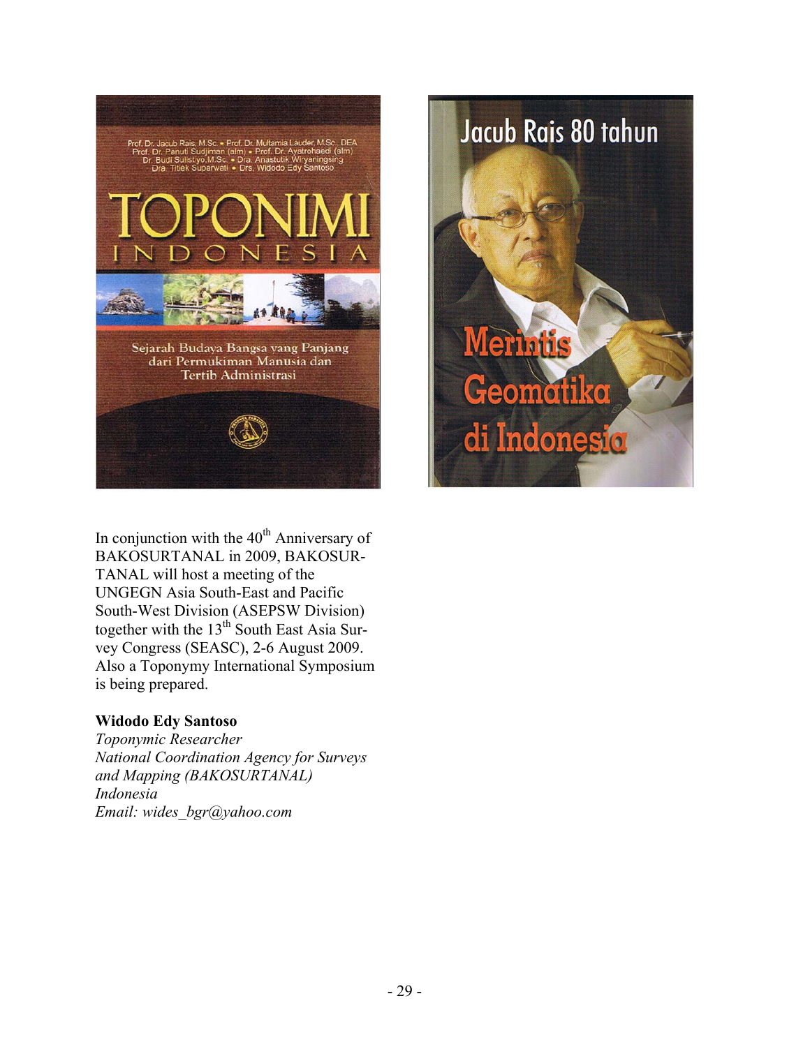In conjunction with the 40th Anniversary of BAKOSURTANAL in 2009, BAKOSURTANAL will host a meeting of the UNGEGN Asia South-East and Pacific South-West Division (ASEPSW Division) together with the 13th South East Asia Survey Congress (SEASC), 2-6 August 2009. Also a Toponymy International Symposium is being prepared.

**Widodo Edy Santoso**
*Toponymic Researcher*
*National Coordination Agency for Surveys and Mapping (BAKOSURTANAL)*
*Indonesia*
*Email: wides_bgr@yahoo.com*